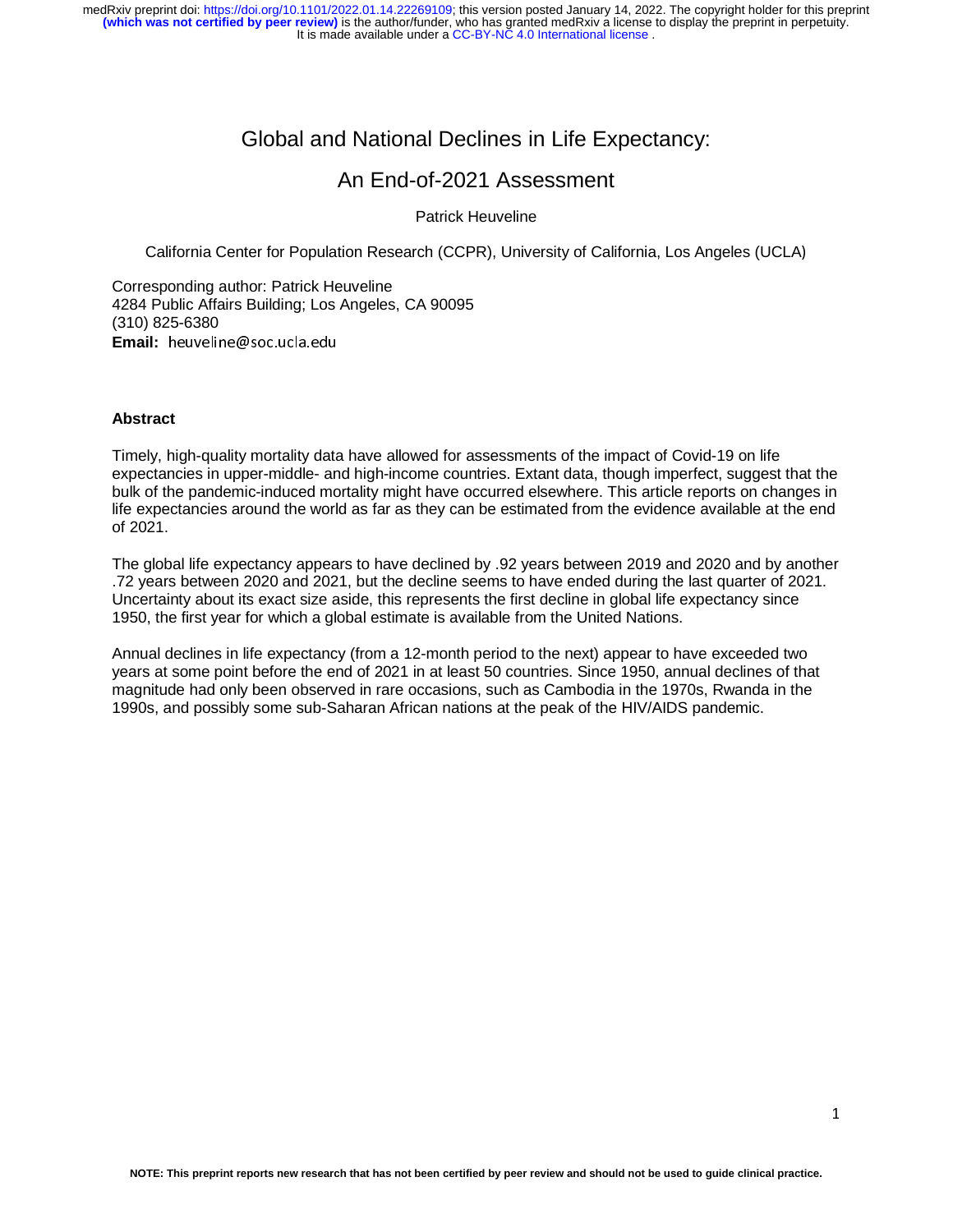# Global and National Declines in Life Expectancy:

# An End-of-2021 Assessment

Patrick Heuveline

California Center for Population Research (CCPR), University of California, Los Angeles (UCLA)

Corresponding author: Patrick Heuveline
4284 Public Affairs Building; Los Angeles, CA 90095
(310) 825-6380
**Email:** heuveline@soc.ucla.edu

### Abstract

Timely, high-quality mortality data have allowed for assessments of the impact of Covid-19 on life expectancies in upper-middle- and high-income countries. Extant data, though imperfect, suggest that the bulk of the pandemic-induced mortality might have occurred elsewhere. This article reports on changes in life expectancies around the world as far as they can be estimated from the evidence available at the end of 2021.

The global life expectancy appears to have declined by .92 years between 2019 and 2020 and by another .72 years between 2020 and 2021, but the decline seems to have ended during the last quarter of 2021. Uncertainty about its exact size aside, this represents the first decline in global life expectancy since 1950, the first year for which a global estimate is available from the United Nations.

Annual declines in life expectancy (from a 12-month period to the next) appear to have exceeded two years at some point before the end of 2021 in at least 50 countries. Since 1950, annual declines of that magnitude had only been observed in rare occasions, such as Cambodia in the 1970s, Rwanda in the 1990s, and possibly some sub-Saharan African nations at the peak of the HIV/AIDS pandemic.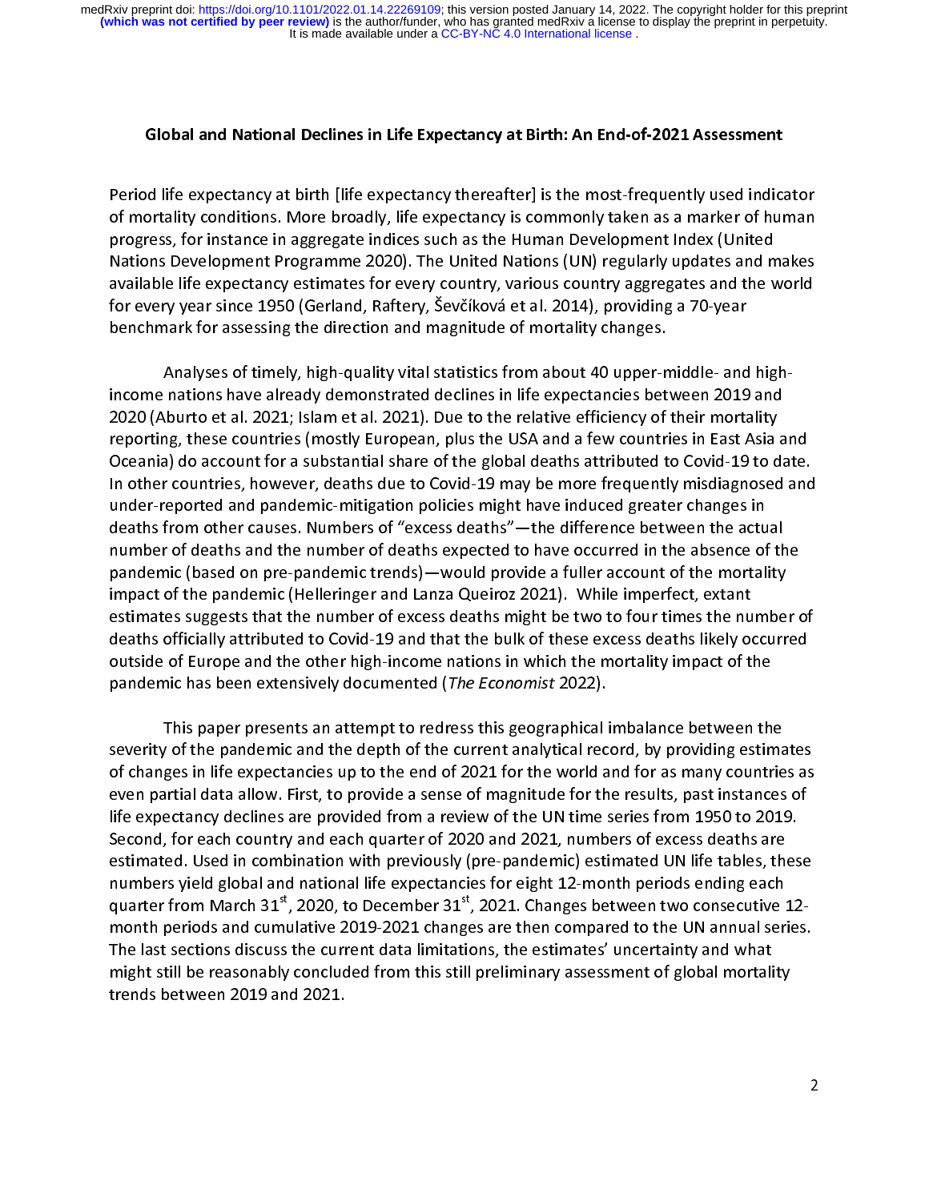## Global and National Declines in Life Expectancy at Birth: An End-of-2021 Assessment

Period life expectancy at birth [life expectancy thereafter] is the most-frequently used indicator of mortality conditions. More broadly, life expectancy is commonly taken as a marker of human progress, for instance in aggregate indices such as the Human Development Index (United Nations Development Programme 2020). The United Nations (UN) regularly updates and makes available life expectancy estimates for every country, various country aggregates and the world for every year since 1950 (Gerland, Raftery, Ševčíková et al. 2014), providing a 70-year benchmark for assessing the direction and magnitude of mortality changes.

Analyses of timely, high-quality vital statistics from about 40 upper-middle- and high-income nations have already demonstrated declines in life expectancies between 2019 and 2020 (Aburto et al. 2021; Islam et al. 2021). Due to the relative efficiency of their mortality reporting, these countries (mostly European, plus the USA and a few countries in East Asia and Oceania) do account for a substantial share of the global deaths attributed to Covid-19 to date. In other countries, however, deaths due to Covid-19 may be more frequently misdiagnosed and under-reported and pandemic-mitigation policies might have induced greater changes in deaths from other causes. Numbers of "excess deaths"—the difference between the actual number of deaths and the number of deaths expected to have occurred in the absence of the pandemic (based on pre-pandemic trends)—would provide a fuller account of the mortality impact of the pandemic (Helleringer and Lanza Queiroz 2021). While imperfect, extant estimates suggests that the number of excess deaths might be two to four times the number of deaths officially attributed to Covid-19 and that the bulk of these excess deaths likely occurred outside of Europe and the other high-income nations in which the mortality impact of the pandemic has been extensively documented (*The Economist* 2022).

This paper presents an attempt to redress this geographical imbalance between the severity of the pandemic and the depth of the current analytical record, by providing estimates of changes in life expectancies up to the end of 2021 for the world and for as many countries as even partial data allow. First, to provide a sense of magnitude for the results, past instances of life expectancy declines are provided from a review of the UN time series from 1950 to 2019. Second, for each country and each quarter of 2020 and 2021, numbers of excess deaths are estimated. Used in combination with previously (pre-pandemic) estimated UN life tables, these numbers yield global and national life expectancies for eight 12-month periods ending each quarter from March 31st, 2020, to December 31st, 2021. Changes between two consecutive 12-month periods and cumulative 2019-2021 changes are then compared to the UN annual series. The last sections discuss the current data limitations, the estimates' uncertainty and what might still be reasonably concluded from this still preliminary assessment of global mortality trends between 2019 and 2021.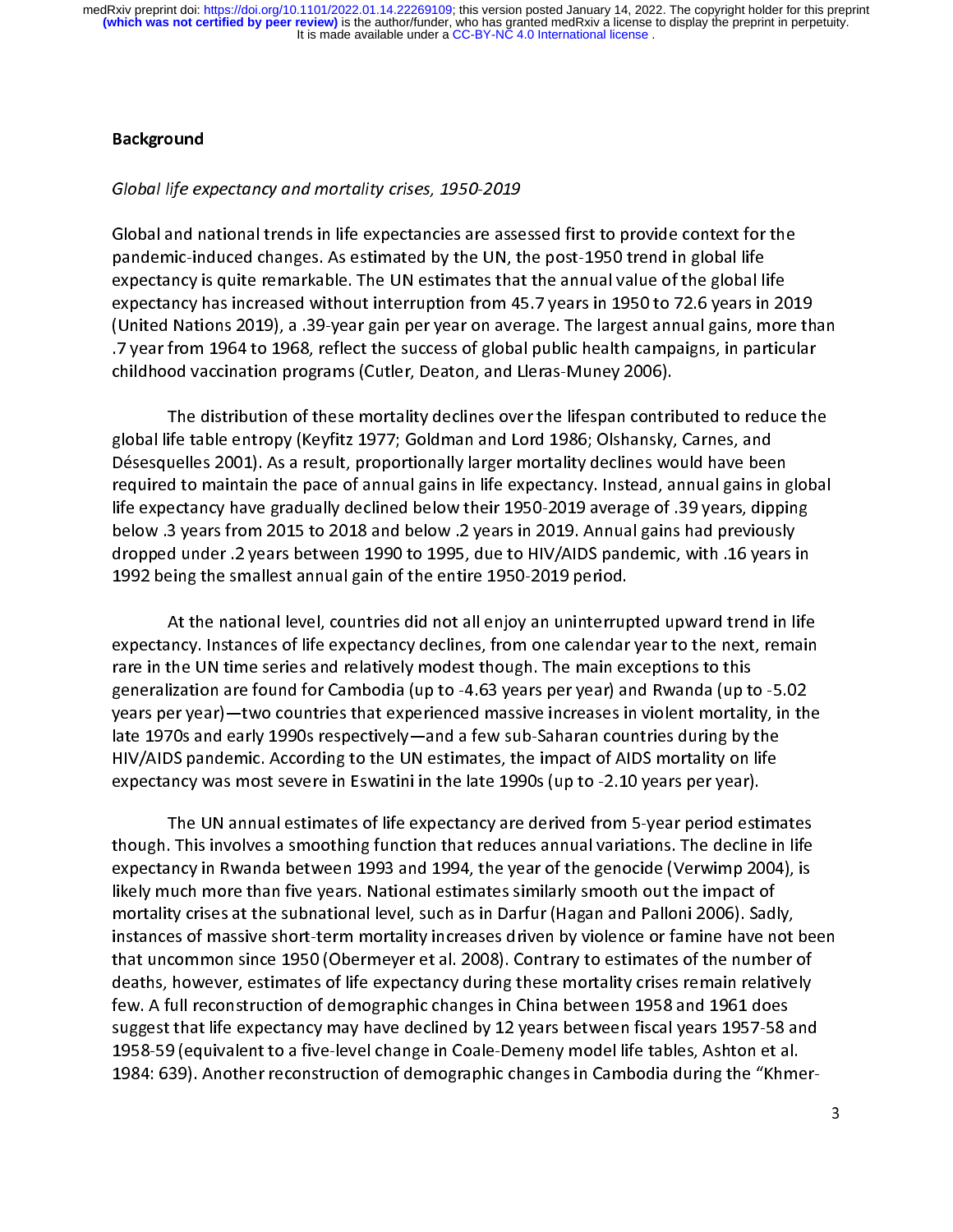## Background

*Global life expectancy and mortality crises, 1950-2019*

Global and national trends in life expectancies are assessed first to provide context for the pandemic-induced changes. As estimated by the UN, the post-1950 trend in global life expectancy is quite remarkable. The UN estimates that the annual value of the global life expectancy has increased without interruption from 45.7 years in 1950 to 72.6 years in 2019 (United Nations 2019), a .39-year gain per year on average. The largest annual gains, more than .7 year from 1964 to 1968, reflect the success of global public health campaigns, in particular childhood vaccination programs (Cutler, Deaton, and Lleras-Muney 2006).

The distribution of these mortality declines over the lifespan contributed to reduce the global life table entropy (Keyfitz 1977; Goldman and Lord 1986; Olshansky, Carnes, and Désesquelles 2001). As a result, proportionally larger mortality declines would have been required to maintain the pace of annual gains in life expectancy. Instead, annual gains in global life expectancy have gradually declined below their 1950-2019 average of .39 years, dipping below .3 years from 2015 to 2018 and below .2 years in 2019. Annual gains had previously dropped under .2 years between 1990 to 1995, due to HIV/AIDS pandemic, with .16 years in 1992 being the smallest annual gain of the entire 1950-2019 period.

At the national level, countries did not all enjoy an uninterrupted upward trend in life expectancy. Instances of life expectancy declines, from one calendar year to the next, remain rare in the UN time series and relatively modest though. The main exceptions to this generalization are found for Cambodia (up to -4.63 years per year) and Rwanda (up to -5.02 years per year)—two countries that experienced massive increases in violent mortality, in the late 1970s and early 1990s respectively—and a few sub-Saharan countries during by the HIV/AIDS pandemic. According to the UN estimates, the impact of AIDS mortality on life expectancy was most severe in Eswatini in the late 1990s (up to -2.10 years per year).

The UN annual estimates of life expectancy are derived from 5-year period estimates though. This involves a smoothing function that reduces annual variations. The decline in life expectancy in Rwanda between 1993 and 1994, the year of the genocide (Verwimp 2004), is likely much more than five years. National estimates similarly smooth out the impact of mortality crises at the subnational level, such as in Darfur (Hagan and Palloni 2006). Sadly, instances of massive short-term mortality increases driven by violence or famine have not been that uncommon since 1950 (Obermeyer et al. 2008). Contrary to estimates of the number of deaths, however, estimates of life expectancy during these mortality crises remain relatively few. A full reconstruction of demographic changes in China between 1958 and 1961 does suggest that life expectancy may have declined by 12 years between fiscal years 1957-58 and 1958-59 (equivalent to a five-level change in Coale-Demeny model life tables, Ashton et al. 1984: 639). Another reconstruction of demographic changes in Cambodia during the "Khmer-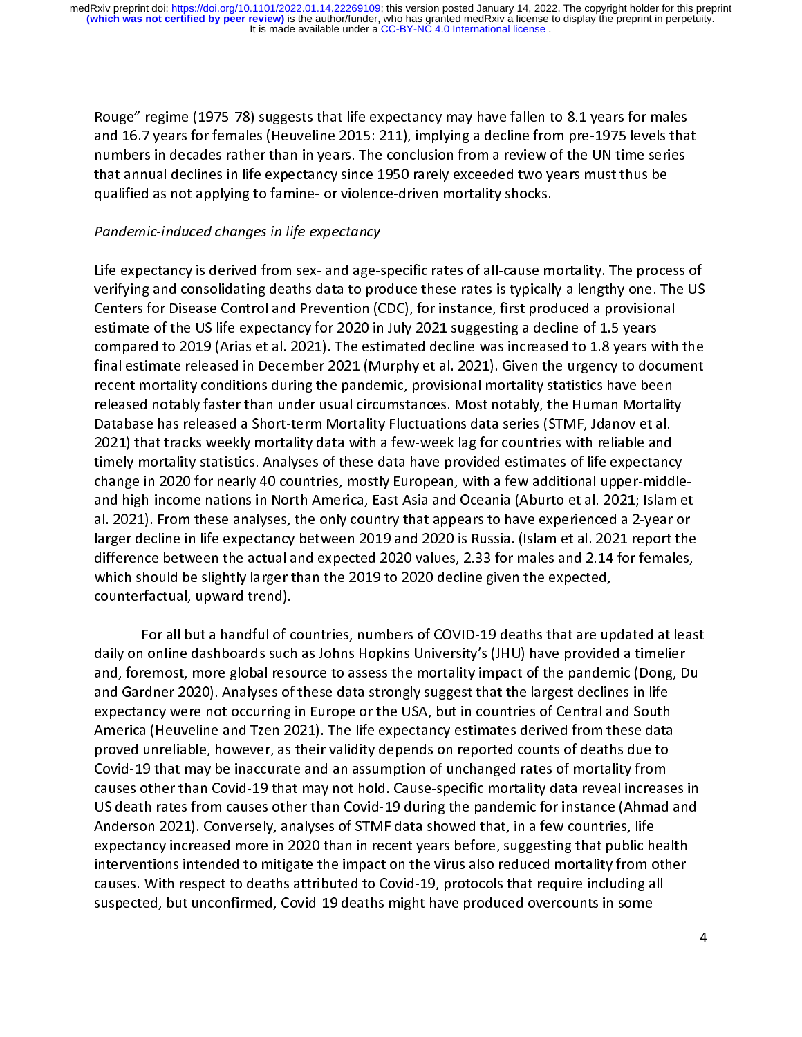Rouge" regime (1975-78) suggests that life expectancy may have fallen to 8.1 years for males and 16.7 years for females (Heuveline 2015: 211), implying a decline from pre-1975 levels that numbers in decades rather than in years. The conclusion from a review of the UN time series that annual declines in life expectancy since 1950 rarely exceeded two years must thus be qualified as not applying to famine- or violence-driven mortality shocks.

*Pandemic-induced changes in life expectancy*

Life expectancy is derived from sex- and age-specific rates of all-cause mortality. The process of verifying and consolidating deaths data to produce these rates is typically a lengthy one. The US Centers for Disease Control and Prevention (CDC), for instance, first produced a provisional estimate of the US life expectancy for 2020 in July 2021 suggesting a decline of 1.5 years compared to 2019 (Arias et al. 2021). The estimated decline was increased to 1.8 years with the final estimate released in December 2021 (Murphy et al. 2021). Given the urgency to document recent mortality conditions during the pandemic, provisional mortality statistics have been released notably faster than under usual circumstances. Most notably, the Human Mortality Database has released a Short-term Mortality Fluctuations data series (STMF, Jdanov et al. 2021) that tracks weekly mortality data with a few-week lag for countries with reliable and timely mortality statistics. Analyses of these data have provided estimates of life expectancy change in 2020 for nearly 40 countries, mostly European, with a few additional upper-middle- and high-income nations in North America, East Asia and Oceania (Aburto et al. 2021; Islam et al. 2021). From these analyses, the only country that appears to have experienced a 2-year or larger decline in life expectancy between 2019 and 2020 is Russia. (Islam et al. 2021 report the difference between the actual and expected 2020 values, 2.33 for males and 2.14 for females, which should be slightly larger than the 2019 to 2020 decline given the expected, counterfactual, upward trend).

For all but a handful of countries, numbers of COVID-19 deaths that are updated at least daily on online dashboards such as Johns Hopkins University's (JHU) have provided a timelier and, foremost, more global resource to assess the mortality impact of the pandemic (Dong, Du and Gardner 2020). Analyses of these data strongly suggest that the largest declines in life expectancy were not occurring in Europe or the USA, but in countries of Central and South America (Heuveline and Tzen 2021). The life expectancy estimates derived from these data proved unreliable, however, as their validity depends on reported counts of deaths due to Covid-19 that may be inaccurate and an assumption of unchanged rates of mortality from causes other than Covid-19 that may not hold. Cause-specific mortality data reveal increases in US death rates from causes other than Covid-19 during the pandemic for instance (Ahmad and Anderson 2021). Conversely, analyses of STMF data showed that, in a few countries, life expectancy increased more in 2020 than in recent years before, suggesting that public health interventions intended to mitigate the impact on the virus also reduced mortality from other causes. With respect to deaths attributed to Covid-19, protocols that require including all suspected, but unconfirmed, Covid-19 deaths might have produced overcounts in some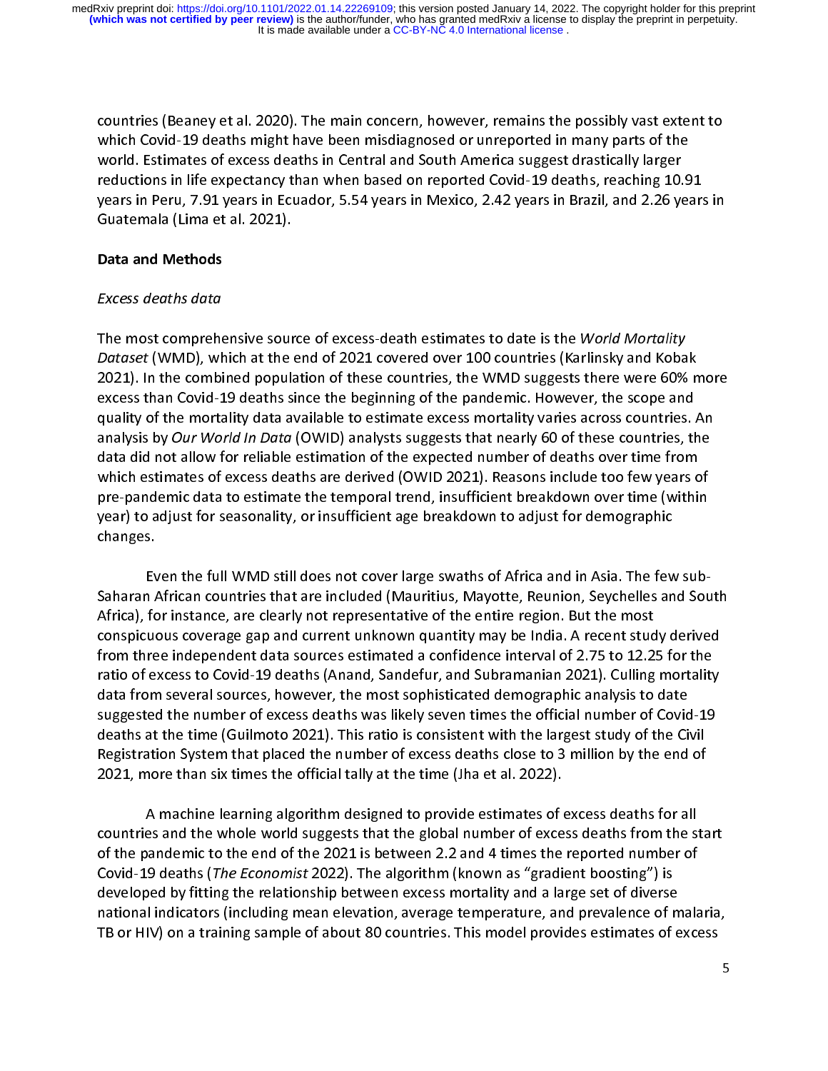countries (Beaney et al. 2020). The main concern, however, remains the possibly vast extent to which Covid-19 deaths might have been misdiagnosed or unreported in many parts of the world. Estimates of excess deaths in Central and South America suggest drastically larger reductions in life expectancy than when based on reported Covid-19 deaths, reaching 10.91 years in Peru, 7.91 years in Ecuador, 5.54 years in Mexico, 2.42 years in Brazil, and 2.26 years in Guatemala (Lima et al. 2021).

## Data and Methods

### *Excess deaths data*

The most comprehensive source of excess-death estimates to date is the *World Mortality Dataset* (WMD), which at the end of 2021 covered over 100 countries (Karlinsky and Kobak 2021). In the combined population of these countries, the WMD suggests there were 60% more excess than Covid-19 deaths since the beginning of the pandemic. However, the scope and quality of the mortality data available to estimate excess mortality varies across countries. An analysis by *Our World In Data* (OWID) analysts suggests that nearly 60 of these countries, the data did not allow for reliable estimation of the expected number of deaths over time from which estimates of excess deaths are derived (OWID 2021). Reasons include too few years of pre-pandemic data to estimate the temporal trend, insufficient breakdown over time (within year) to adjust for seasonality, or insufficient age breakdown to adjust for demographic changes.

Even the full WMD still does not cover large swaths of Africa and in Asia. The few sub-Saharan African countries that are included (Mauritius, Mayotte, Reunion, Seychelles and South Africa), for instance, are clearly not representative of the entire region. But the most conspicuous coverage gap and current unknown quantity may be India. A recent study derived from three independent data sources estimated a confidence interval of 2.75 to 12.25 for the ratio of excess to Covid-19 deaths (Anand, Sandefur, and Subramanian 2021). Culling mortality data from several sources, however, the most sophisticated demographic analysis to date suggested the number of excess deaths was likely seven times the official number of Covid-19 deaths at the time (Guilmoto 2021). This ratio is consistent with the largest study of the Civil Registration System that placed the number of excess deaths close to 3 million by the end of 2021, more than six times the official tally at the time (Jha et al. 2022).

A machine learning algorithm designed to provide estimates of excess deaths for all countries and the whole world suggests that the global number of excess deaths from the start of the pandemic to the end of the 2021 is between 2.2 and 4 times the reported number of Covid-19 deaths (*The Economist* 2022). The algorithm (known as "gradient boosting") is developed by fitting the relationship between excess mortality and a large set of diverse national indicators (including mean elevation, average temperature, and prevalence of malaria, TB or HIV) on a training sample of about 80 countries. This model provides estimates of excess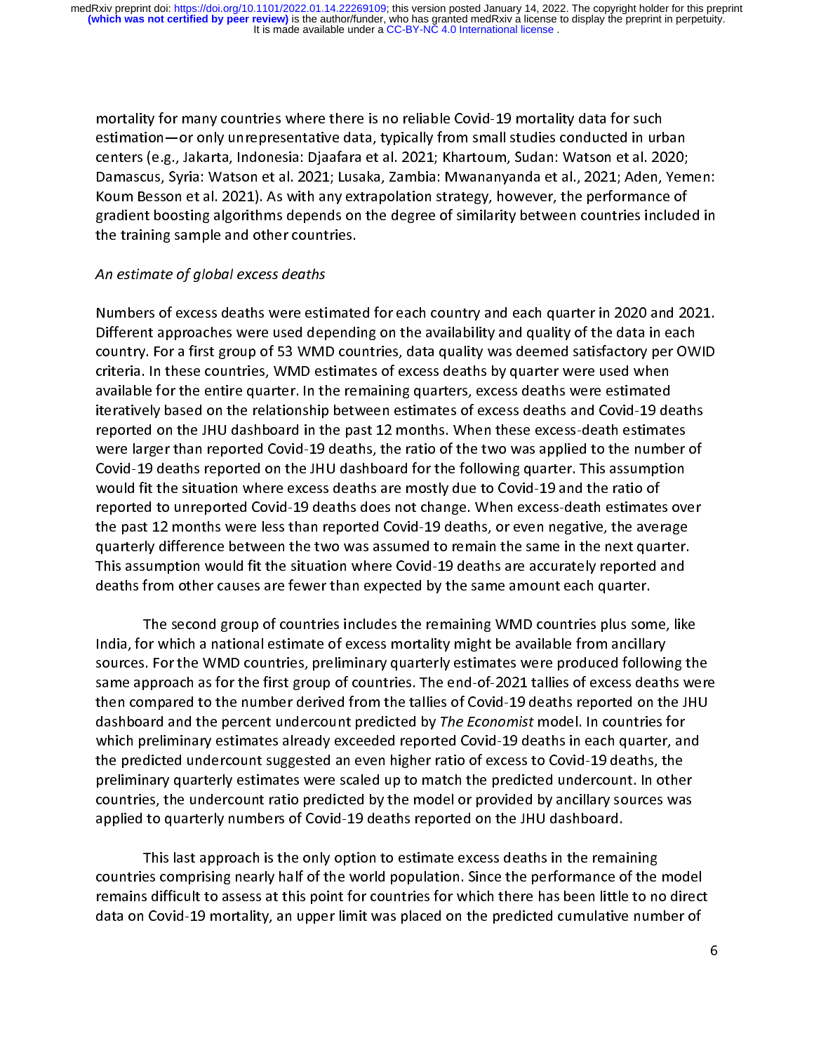mortality for many countries where there is no reliable Covid-19 mortality data for such estimation—or only unrepresentative data, typically from small studies conducted in urban centers (e.g., Jakarta, Indonesia: Djaafara et al. 2021; Khartoum, Sudan: Watson et al. 2020; Damascus, Syria: Watson et al. 2021; Lusaka, Zambia: Mwananyanda et al., 2021; Aden, Yemen: Koum Besson et al. 2021). As with any extrapolation strategy, however, the performance of gradient boosting algorithms depends on the degree of similarity between countries included in the training sample and other countries.

*An estimate of global excess deaths*

Numbers of excess deaths were estimated for each country and each quarter in 2020 and 2021. Different approaches were used depending on the availability and quality of the data in each country. For a first group of 53 WMD countries, data quality was deemed satisfactory per OWID criteria. In these countries, WMD estimates of excess deaths by quarter were used when available for the entire quarter. In the remaining quarters, excess deaths were estimated iteratively based on the relationship between estimates of excess deaths and Covid-19 deaths reported on the JHU dashboard in the past 12 months. When these excess-death estimates were larger than reported Covid-19 deaths, the ratio of the two was applied to the number of Covid-19 deaths reported on the JHU dashboard for the following quarter. This assumption would fit the situation where excess deaths are mostly due to Covid-19 and the ratio of reported to unreported Covid-19 deaths does not change. When excess-death estimates over the past 12 months were less than reported Covid-19 deaths, or even negative, the average quarterly difference between the two was assumed to remain the same in the next quarter. This assumption would fit the situation where Covid-19 deaths are accurately reported and deaths from other causes are fewer than expected by the same amount each quarter.

The second group of countries includes the remaining WMD countries plus some, like India, for which a national estimate of excess mortality might be available from ancillary sources. For the WMD countries, preliminary quarterly estimates were produced following the same approach as for the first group of countries. The end-of-2021 tallies of excess deaths were then compared to the number derived from the tallies of Covid-19 deaths reported on the JHU dashboard and the percent undercount predicted by *The Economist* model. In countries for which preliminary estimates already exceeded reported Covid-19 deaths in each quarter, and the predicted undercount suggested an even higher ratio of excess to Covid-19 deaths, the preliminary quarterly estimates were scaled up to match the predicted undercount. In other countries, the undercount ratio predicted by the model or provided by ancillary sources was applied to quarterly numbers of Covid-19 deaths reported on the JHU dashboard.

This last approach is the only option to estimate excess deaths in the remaining countries comprising nearly half of the world population. Since the performance of the model remains difficult to assess at this point for countries for which there has been little to no direct data on Covid-19 mortality, an upper limit was placed on the predicted cumulative number of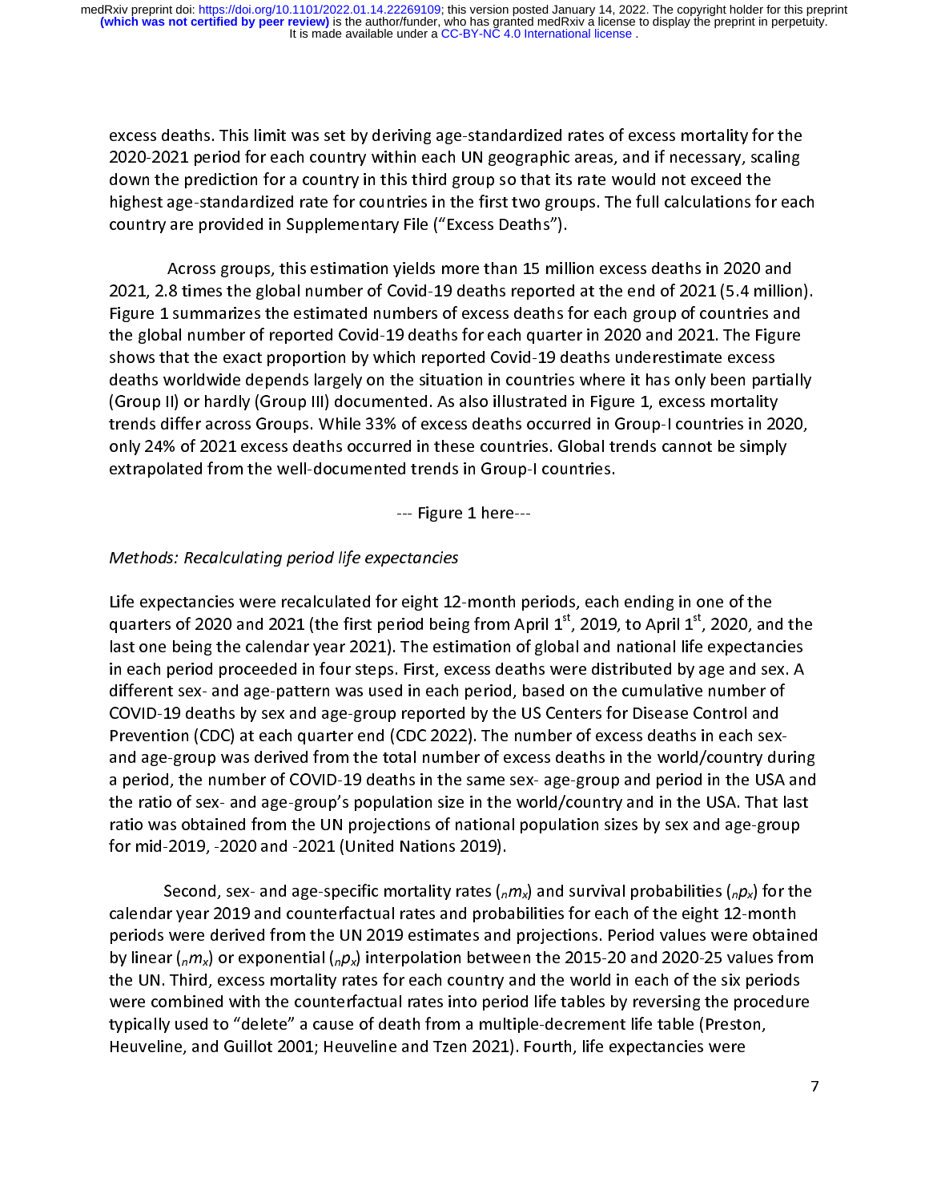excess deaths. This limit was set by deriving age-standardized rates of excess mortality for the 2020-2021 period for each country within each UN geographic areas, and if necessary, scaling down the prediction for a country in this third group so that its rate would not exceed the highest age-standardized rate for countries in the first two groups. The full calculations for each country are provided in Supplementary File ("Excess Deaths").

Across groups, this estimation yields more than 15 million excess deaths in 2020 and 2021, 2.8 times the global number of Covid-19 deaths reported at the end of 2021 (5.4 million). Figure 1 summarizes the estimated numbers of excess deaths for each group of countries and the global number of reported Covid-19 deaths for each quarter in 2020 and 2021. The Figure shows that the exact proportion by which reported Covid-19 deaths underestimate excess deaths worldwide depends largely on the situation in countries where it has only been partially (Group II) or hardly (Group III) documented. As also illustrated in Figure 1, excess mortality trends differ across Groups. While 33% of excess deaths occurred in Group-I countries in 2020, only 24% of 2021 excess deaths occurred in these countries. Global trends cannot be simply extrapolated from the well-documented trends in Group-I countries.

--- Figure 1 here---

*Methods: Recalculating period life expectancies*

Life expectancies were recalculated for eight 12-month periods, each ending in one of the quarters of 2020 and 2021 (the first period being from April 1st, 2019, to April 1st, 2020, and the last one being the calendar year 2021). The estimation of global and national life expectancies in each period proceeded in four steps. First, excess deaths were distributed by age and sex. A different sex- and age-pattern was used in each period, based on the cumulative number of COVID-19 deaths by sex and age-group reported by the US Centers for Disease Control and Prevention (CDC) at each quarter end (CDC 2022). The number of excess deaths in each sex- and age-group was derived from the total number of excess deaths in the world/country during a period, the number of COVID-19 deaths in the same sex- age-group and period in the USA and the ratio of sex- and age-group's population size in the world/country and in the USA. That last ratio was obtained from the UN projections of national population sizes by sex and age-group for mid-2019, -2020 and -2021 (United Nations 2019).

Second, sex- and age-specific mortality rates (${}_nm_x$) and survival probabilities (${}_np_x$) for the calendar year 2019 and counterfactual rates and probabilities for each of the eight 12-month periods were derived from the UN 2019 estimates and projections. Period values were obtained by linear (${}_nm_x$) or exponential (${}_np_x$) interpolation between the 2015-20 and 2020-25 values from the UN. Third, excess mortality rates for each country and the world in each of the six periods were combined with the counterfactual rates into period life tables by reversing the procedure typically used to "delete" a cause of death from a multiple-decrement life table (Preston, Heuveline, and Guillot 2001; Heuveline and Tzen 2021). Fourth, life expectancies were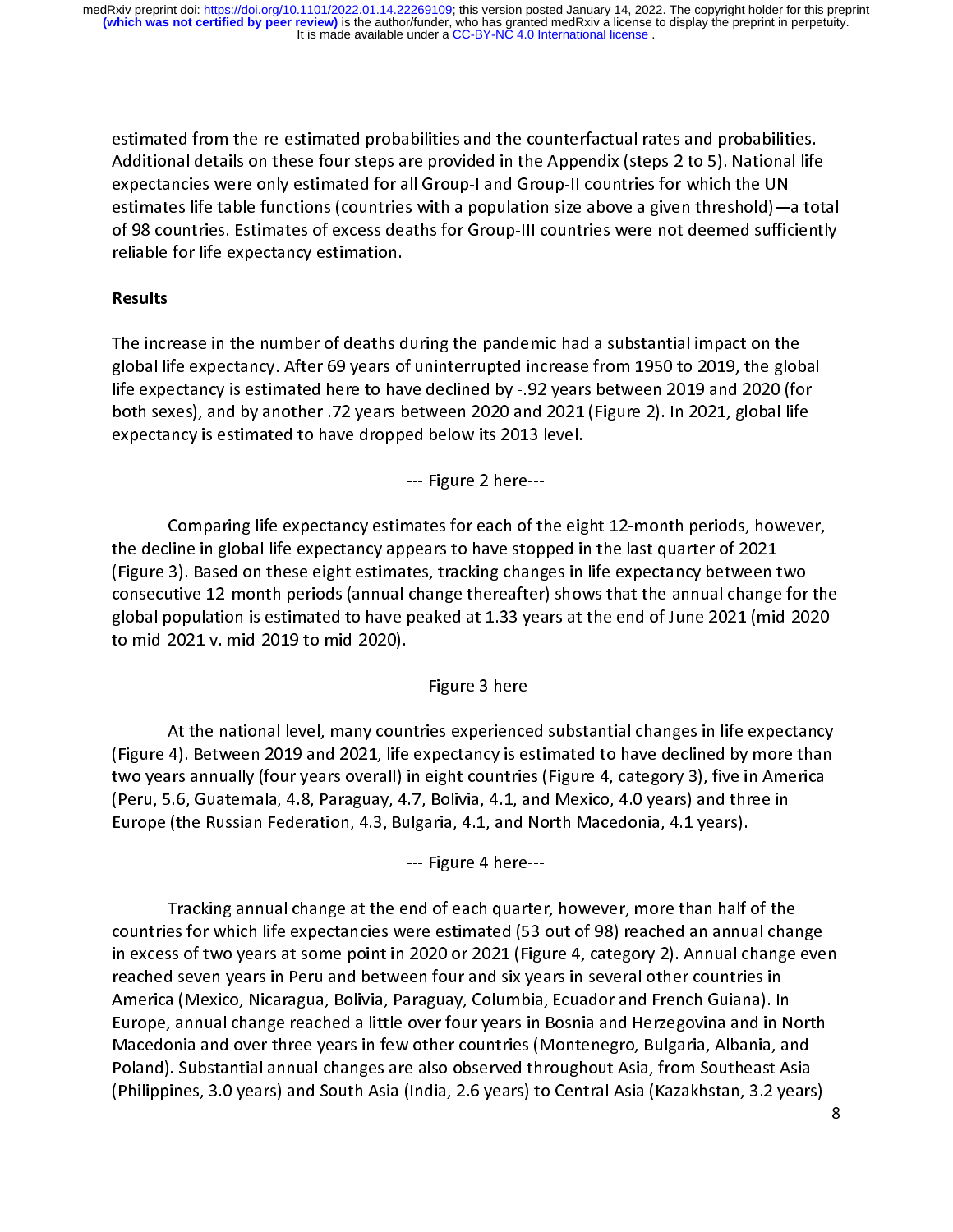estimated from the re-estimated probabilities and the counterfactual rates and probabilities. Additional details on these four steps are provided in the Appendix (steps 2 to 5). National life expectancies were only estimated for all Group-I and Group-II countries for which the UN estimates life table functions (countries with a population size above a given threshold)—a total of 98 countries. Estimates of excess deaths for Group-III countries were not deemed sufficiently reliable for life expectancy estimation.

## Results

The increase in the number of deaths during the pandemic had a substantial impact on the global life expectancy. After 69 years of uninterrupted increase from 1950 to 2019, the global life expectancy is estimated here to have declined by -.92 years between 2019 and 2020 (for both sexes), and by another .72 years between 2020 and 2021 (Figure 2). In 2021, global life expectancy is estimated to have dropped below its 2013 level.

--- Figure 2 here---

Comparing life expectancy estimates for each of the eight 12-month periods, however, the decline in global life expectancy appears to have stopped in the last quarter of 2021 (Figure 3). Based on these eight estimates, tracking changes in life expectancy between two consecutive 12-month periods (annual change thereafter) shows that the annual change for the global population is estimated to have peaked at 1.33 years at the end of June 2021 (mid-2020 to mid-2021 v. mid-2019 to mid-2020).

--- Figure 3 here---

At the national level, many countries experienced substantial changes in life expectancy (Figure 4). Between 2019 and 2021, life expectancy is estimated to have declined by more than two years annually (four years overall) in eight countries (Figure 4, category 3), five in America (Peru, 5.6, Guatemala, 4.8, Paraguay, 4.7, Bolivia, 4.1, and Mexico, 4.0 years) and three in Europe (the Russian Federation, 4.3, Bulgaria, 4.1, and North Macedonia, 4.1 years).

--- Figure 4 here---

Tracking annual change at the end of each quarter, however, more than half of the countries for which life expectancies were estimated (53 out of 98) reached an annual change in excess of two years at some point in 2020 or 2021 (Figure 4, category 2). Annual change even reached seven years in Peru and between four and six years in several other countries in America (Mexico, Nicaragua, Bolivia, Paraguay, Columbia, Ecuador and French Guiana). In Europe, annual change reached a little over four years in Bosnia and Herzegovina and in North Macedonia and over three years in few other countries (Montenegro, Bulgaria, Albania, and Poland). Substantial annual changes are also observed throughout Asia, from Southeast Asia (Philippines, 3.0 years) and South Asia (India, 2.6 years) to Central Asia (Kazakhstan, 3.2 years)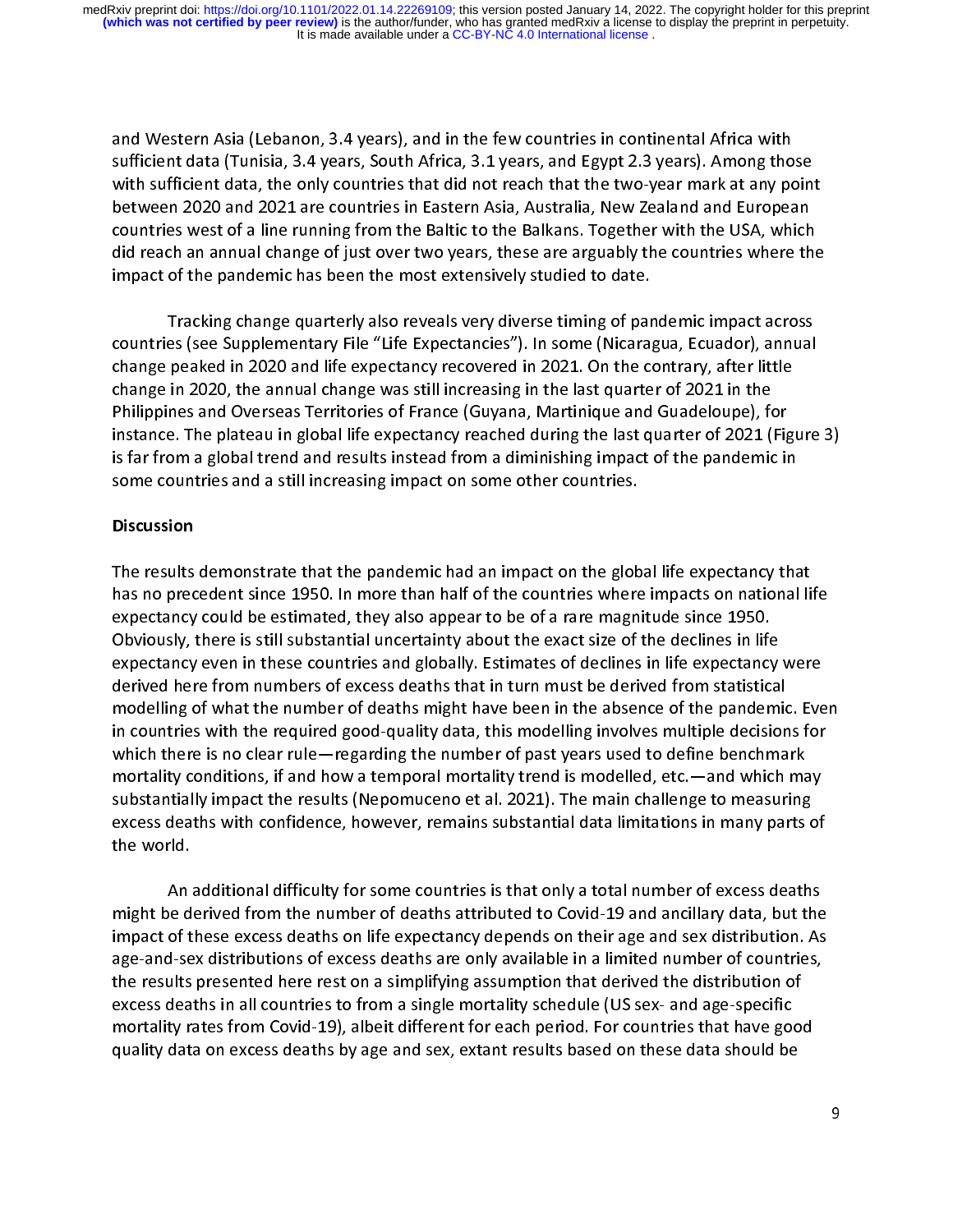and Western Asia (Lebanon, 3.4 years), and in the few countries in continental Africa with sufficient data (Tunisia, 3.4 years, South Africa, 3.1 years, and Egypt 2.3 years). Among those with sufficient data, the only countries that did not reach that the two-year mark at any point between 2020 and 2021 are countries in Eastern Asia, Australia, New Zealand and European countries west of a line running from the Baltic to the Balkans. Together with the USA, which did reach an annual change of just over two years, these are arguably the countries where the impact of the pandemic has been the most extensively studied to date.

Tracking change quarterly also reveals very diverse timing of pandemic impact across countries (see Supplementary File "Life Expectancies"). In some (Nicaragua, Ecuador), annual change peaked in 2020 and life expectancy recovered in 2021. On the contrary, after little change in 2020, the annual change was still increasing in the last quarter of 2021 in the Philippines and Overseas Territories of France (Guyana, Martinique and Guadeloupe), for instance. The plateau in global life expectancy reached during the last quarter of 2021 (Figure 3) is far from a global trend and results instead from a diminishing impact of the pandemic in some countries and a still increasing impact on some other countries.

## Discussion

The results demonstrate that the pandemic had an impact on the global life expectancy that has no precedent since 1950. In more than half of the countries where impacts on national life expectancy could be estimated, they also appear to be of a rare magnitude since 1950. Obviously, there is still substantial uncertainty about the exact size of the declines in life expectancy even in these countries and globally. Estimates of declines in life expectancy were derived here from numbers of excess deaths that in turn must be derived from statistical modelling of what the number of deaths might have been in the absence of the pandemic. Even in countries with the required good-quality data, this modelling involves multiple decisions for which there is no clear rule—regarding the number of past years used to define benchmark mortality conditions, if and how a temporal mortality trend is modelled, etc.—and which may substantially impact the results (Nepomuceno et al. 2021). The main challenge to measuring excess deaths with confidence, however, remains substantial data limitations in many parts of the world.

An additional difficulty for some countries is that only a total number of excess deaths might be derived from the number of deaths attributed to Covid-19 and ancillary data, but the impact of these excess deaths on life expectancy depends on their age and sex distribution. As age-and-sex distributions of excess deaths are only available in a limited number of countries, the results presented here rest on a simplifying assumption that derived the distribution of excess deaths in all countries to from a single mortality schedule (US sex- and age-specific mortality rates from Covid-19), albeit different for each period. For countries that have good quality data on excess deaths by age and sex, extant results based on these data should be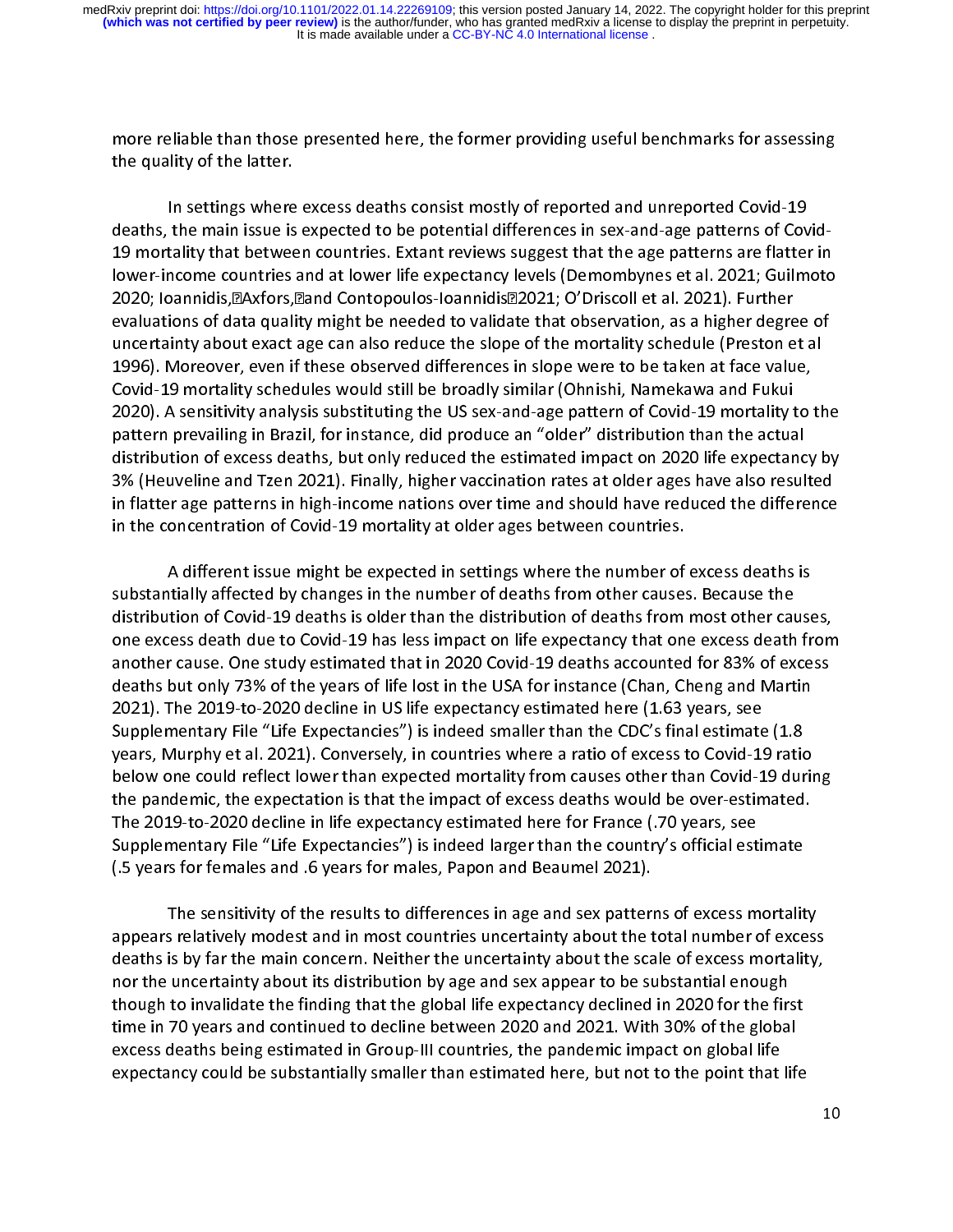more reliable than those presented here, the former providing useful benchmarks for assessing the quality of the latter.

In settings where excess deaths consist mostly of reported and unreported Covid-19 deaths, the main issue is expected to be potential differences in sex-and-age patterns of Covid-19 mortality that between countries. Extant reviews suggest that the age patterns are flatter in lower-income countries and at lower life expectancy levels (Demombynes et al. 2021; Guilmoto 2020; Ioannidis, Axfors, and Contopoulos-Ioannidis 2021; O'Driscoll et al. 2021). Further evaluations of data quality might be needed to validate that observation, as a higher degree of uncertainty about exact age can also reduce the slope of the mortality schedule (Preston et al 1996). Moreover, even if these observed differences in slope were to be taken at face value, Covid-19 mortality schedules would still be broadly similar (Ohnishi, Namekawa and Fukui 2020). A sensitivity analysis substituting the US sex-and-age pattern of Covid-19 mortality to the pattern prevailing in Brazil, for instance, did produce an "older" distribution than the actual distribution of excess deaths, but only reduced the estimated impact on 2020 life expectancy by 3% (Heuveline and Tzen 2021). Finally, higher vaccination rates at older ages have also resulted in flatter age patterns in high-income nations over time and should have reduced the difference in the concentration of Covid-19 mortality at older ages between countries.

A different issue might be expected in settings where the number of excess deaths is substantially affected by changes in the number of deaths from other causes. Because the distribution of Covid-19 deaths is older than the distribution of deaths from most other causes, one excess death due to Covid-19 has less impact on life expectancy that one excess death from another cause. One study estimated that in 2020 Covid-19 deaths accounted for 83% of excess deaths but only 73% of the years of life lost in the USA for instance (Chan, Cheng and Martin 2021). The 2019-to-2020 decline in US life expectancy estimated here (1.63 years, see Supplementary File "Life Expectancies") is indeed smaller than the CDC's final estimate (1.8 years, Murphy et al. 2021). Conversely, in countries where a ratio of excess to Covid-19 ratio below one could reflect lower than expected mortality from causes other than Covid-19 during the pandemic, the expectation is that the impact of excess deaths would be over-estimated. The 2019-to-2020 decline in life expectancy estimated here for France (.70 years, see Supplementary File "Life Expectancies") is indeed larger than the country's official estimate (.5 years for females and .6 years for males, Papon and Beaumel 2021).

The sensitivity of the results to differences in age and sex patterns of excess mortality appears relatively modest and in most countries uncertainty about the total number of excess deaths is by far the main concern. Neither the uncertainty about the scale of excess mortality, nor the uncertainty about its distribution by age and sex appear to be substantial enough though to invalidate the finding that the global life expectancy declined in 2020 for the first time in 70 years and continued to decline between 2020 and 2021. With 30% of the global excess deaths being estimated in Group-III countries, the pandemic impact on global life expectancy could be substantially smaller than estimated here, but not to the point that life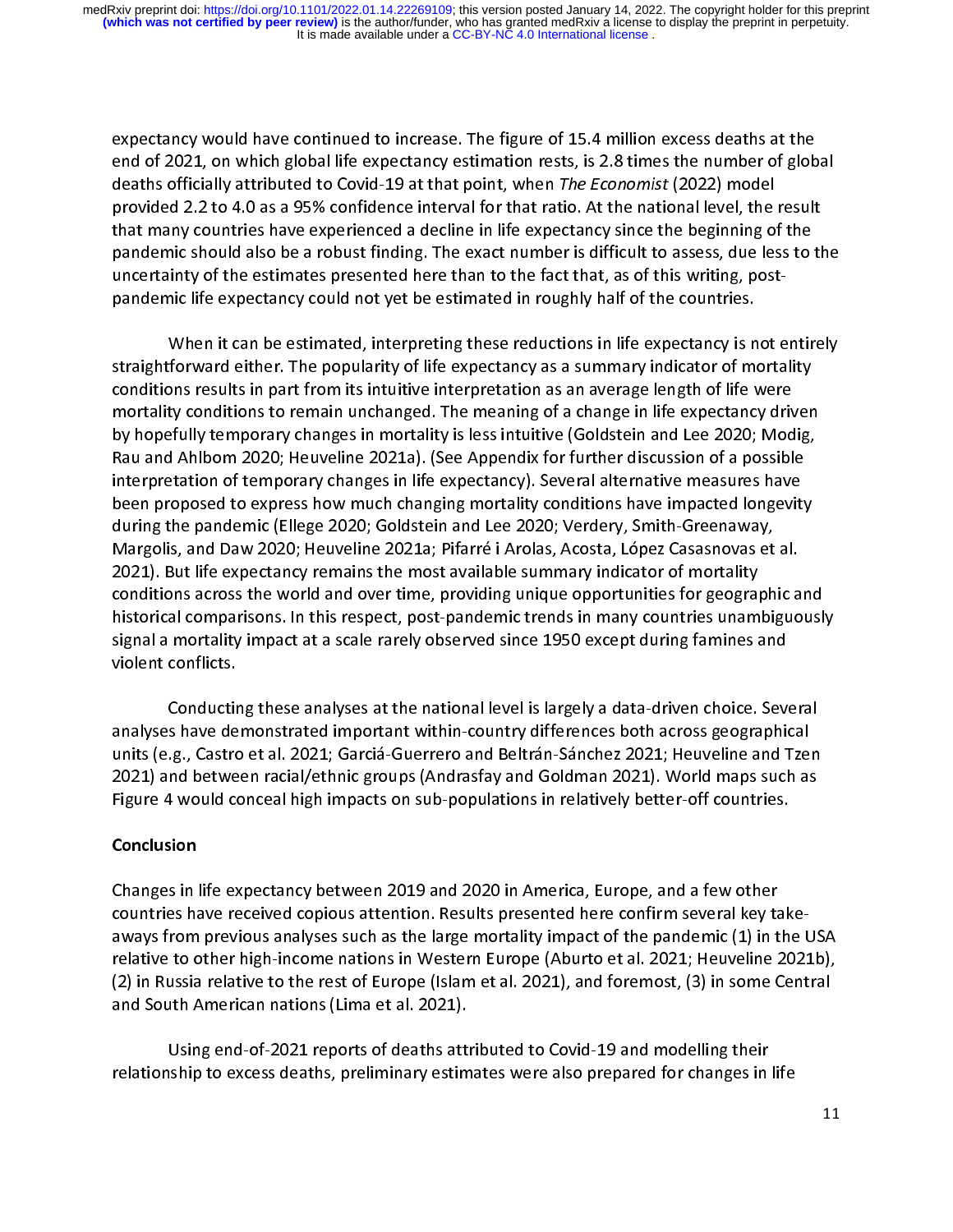expectancy would have continued to increase. The figure of 15.4 million excess deaths at the end of 2021, on which global life expectancy estimation rests, is 2.8 times the number of global deaths officially attributed to Covid-19 at that point, when *The Economist* (2022) model provided 2.2 to 4.0 as a 95% confidence interval for that ratio. At the national level, the result that many countries have experienced a decline in life expectancy since the beginning of the pandemic should also be a robust finding. The exact number is difficult to assess, due less to the uncertainty of the estimates presented here than to the fact that, as of this writing, post-pandemic life expectancy could not yet be estimated in roughly half of the countries.

When it can be estimated, interpreting these reductions in life expectancy is not entirely straightforward either. The popularity of life expectancy as a summary indicator of mortality conditions results in part from its intuitive interpretation as an average length of life were mortality conditions to remain unchanged. The meaning of a change in life expectancy driven by hopefully temporary changes in mortality is less intuitive (Goldstein and Lee 2020; Modig, Rau and Ahlbom 2020; Heuveline 2021a). (See Appendix for further discussion of a possible interpretation of temporary changes in life expectancy). Several alternative measures have been proposed to express how much changing mortality conditions have impacted longevity during the pandemic (Ellege 2020; Goldstein and Lee 2020; Verdery, Smith-Greenaway, Margolis, and Daw 2020; Heuveline 2021a; Pifarré i Arolas, Acosta, López Casasnovas et al. 2021). But life expectancy remains the most available summary indicator of mortality conditions across the world and over time, providing unique opportunities for geographic and historical comparisons. In this respect, post-pandemic trends in many countries unambiguously signal a mortality impact at a scale rarely observed since 1950 except during famines and violent conflicts.

Conducting these analyses at the national level is largely a data-driven choice. Several analyses have demonstrated important within-country differences both across geographical units (e.g., Castro et al. 2021; Garciá-Guerrero and Beltrán-Sánchez 2021; Heuveline and Tzen 2021) and between racial/ethnic groups (Andrasfay and Goldman 2021). World maps such as Figure 4 would conceal high impacts on sub-populations in relatively better-off countries.

## Conclusion

Changes in life expectancy between 2019 and 2020 in America, Europe, and a few other countries have received copious attention. Results presented here confirm several key take-aways from previous analyses such as the large mortality impact of the pandemic (1) in the USA relative to other high-income nations in Western Europe (Aburto et al. 2021; Heuveline 2021b), (2) in Russia relative to the rest of Europe (Islam et al. 2021), and foremost, (3) in some Central and South American nations (Lima et al. 2021).

Using end-of-2021 reports of deaths attributed to Covid-19 and modelling their relationship to excess deaths, preliminary estimates were also prepared for changes in life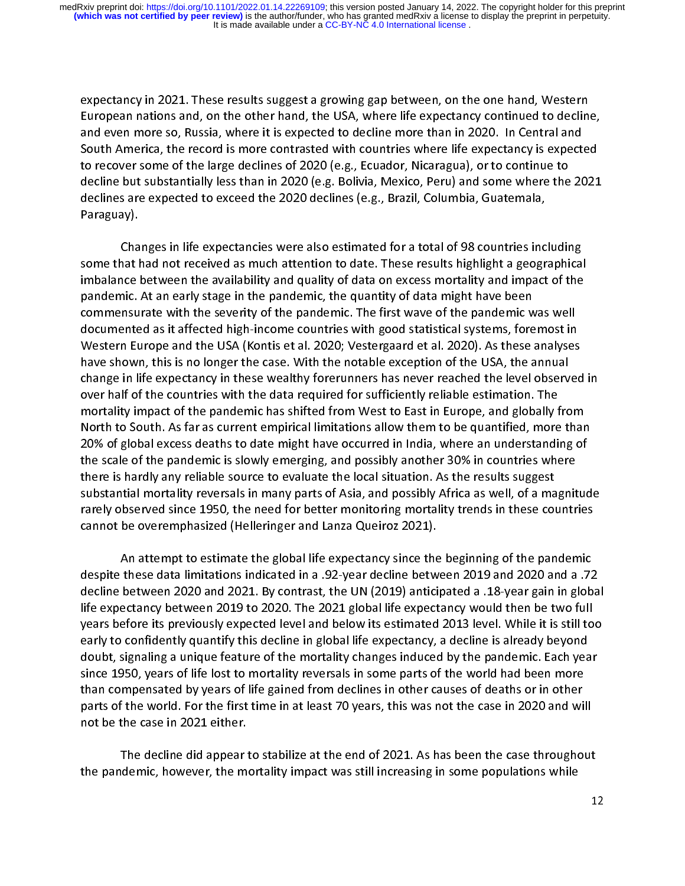expectancy in 2021. These results suggest a growing gap between, on the one hand, Western European nations and, on the other hand, the USA, where life expectancy continued to decline, and even more so, Russia, where it is expected to decline more than in 2020. In Central and South America, the record is more contrasted with countries where life expectancy is expected to recover some of the large declines of 2020 (e.g., Ecuador, Nicaragua), or to continue to decline but substantially less than in 2020 (e.g. Bolivia, Mexico, Peru) and some where the 2021 declines are expected to exceed the 2020 declines (e.g., Brazil, Columbia, Guatemala, Paraguay).

Changes in life expectancies were also estimated for a total of 98 countries including some that had not received as much attention to date. These results highlight a geographical imbalance between the availability and quality of data on excess mortality and impact of the pandemic. At an early stage in the pandemic, the quantity of data might have been commensurate with the severity of the pandemic. The first wave of the pandemic was well documented as it affected high-income countries with good statistical systems, foremost in Western Europe and the USA (Kontis et al. 2020; Vestergaard et al. 2020). As these analyses have shown, this is no longer the case. With the notable exception of the USA, the annual change in life expectancy in these wealthy forerunners has never reached the level observed in over half of the countries with the data required for sufficiently reliable estimation. The mortality impact of the pandemic has shifted from West to East in Europe, and globally from North to South. As far as current empirical limitations allow them to be quantified, more than 20% of global excess deaths to date might have occurred in India, where an understanding of the scale of the pandemic is slowly emerging, and possibly another 30% in countries where there is hardly any reliable source to evaluate the local situation. As the results suggest substantial mortality reversals in many parts of Asia, and possibly Africa as well, of a magnitude rarely observed since 1950, the need for better monitoring mortality trends in these countries cannot be overemphasized (Helleringer and Lanza Queiroz 2021).

An attempt to estimate the global life expectancy since the beginning of the pandemic despite these data limitations indicated in a .92-year decline between 2019 and 2020 and a .72 decline between 2020 and 2021. By contrast, the UN (2019) anticipated a .18-year gain in global life expectancy between 2019 to 2020. The 2021 global life expectancy would then be two full years before its previously expected level and below its estimated 2013 level. While it is still too early to confidently quantify this decline in global life expectancy, a decline is already beyond doubt, signaling a unique feature of the mortality changes induced by the pandemic. Each year since 1950, years of life lost to mortality reversals in some parts of the world had been more than compensated by years of life gained from declines in other causes of deaths or in other parts of the world. For the first time in at least 70 years, this was not the case in 2020 and will not be the case in 2021 either.

The decline did appear to stabilize at the end of 2021. As has been the case throughout the pandemic, however, the mortality impact was still increasing in some populations while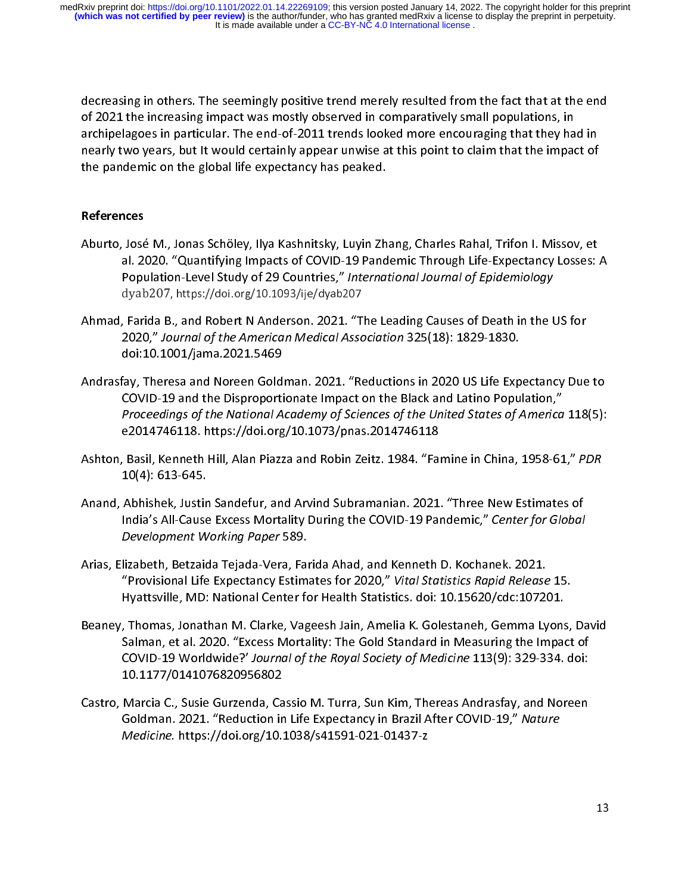decreasing in others. The seemingly positive trend merely resulted from the fact that at the end of 2021 the increasing impact was mostly observed in comparatively small populations, in archipelagoes in particular. The end-of-2011 trends looked more encouraging that they had in nearly two years, but It would certainly appear unwise at this point to claim that the impact of the pandemic on the global life expectancy has peaked.

## References

Aburto, José M., Jonas Schöley, Ilya Kashnitsky, Luyin Zhang, Charles Rahal, Trifon I. Missov, et al. 2020. "Quantifying Impacts of COVID-19 Pandemic Through Life-Expectancy Losses: A Population-Level Study of 29 Countries," *International Journal of Epidemiology* dyab207, https://doi.org/10.1093/ije/dyab207

Ahmad, Farida B., and Robert N Anderson. 2021. "The Leading Causes of Death in the US for 2020," *Journal of the American Medical Association* 325(18): 1829-1830. doi:10.1001/jama.2021.5469

Andrasfay, Theresa and Noreen Goldman. 2021. "Reductions in 2020 US Life Expectancy Due to COVID-19 and the Disproportionate Impact on the Black and Latino Population," *Proceedings of the National Academy of Sciences of the United States of America* 118(5): e2014746118. https://doi.org/10.1073/pnas.2014746118

Ashton, Basil, Kenneth Hill, Alan Piazza and Robin Zeitz. 1984. "Famine in China, 1958-61," *PDR* 10(4): 613-645.

Anand, Abhishek, Justin Sandefur, and Arvind Subramanian. 2021. "Three New Estimates of India's All-Cause Excess Mortality During the COVID-19 Pandemic," *Center for Global Development Working Paper* 589.

Arias, Elizabeth, Betzaida Tejada-Vera, Farida Ahad, and Kenneth D. Kochanek. 2021. "Provisional Life Expectancy Estimates for 2020," *Vital Statistics Rapid Release* 15. Hyattsville, MD: National Center for Health Statistics. doi: 10.15620/cdc:107201.

Beaney, Thomas, Jonathan M. Clarke, Vageesh Jain, Amelia K. Golestaneh, Gemma Lyons, David Salman, et al. 2020. "Excess Mortality: The Gold Standard in Measuring the Impact of COVID-19 Worldwide?' *Journal of the Royal Society of Medicine* 113(9): 329-334. doi: 10.1177/0141076820956802

Castro, Marcia C., Susie Gurzenda, Cassio M. Turra, Sun Kim, Thereas Andrasfay, and Noreen Goldman. 2021. "Reduction in Life Expectancy in Brazil After COVID-19," *Nature Medicine.* https://doi.org/10.1038/s41591-021-01437-z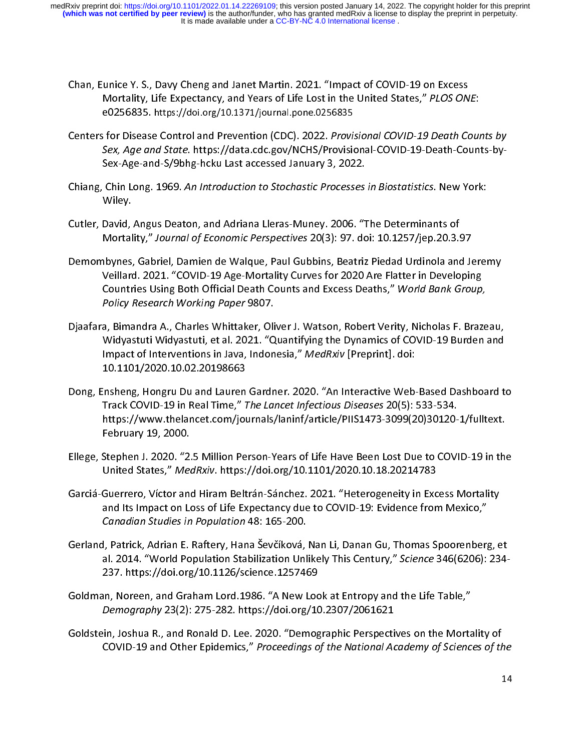Chan, Eunice Y. S., Davy Cheng and Janet Martin. 2021. "Impact of COVID-19 on Excess Mortality, Life Expectancy, and Years of Life Lost in the United States," *PLOS ONE*: e0256835. https://doi.org/10.1371/journal.pone.0256835

Centers for Disease Control and Prevention (CDC). 2022. *Provisional COVID-19 Death Counts by Sex, Age and State*. https://data.cdc.gov/NCHS/Provisional-COVID-19-Death-Counts-by-Sex-Age-and-S/9bhg-hcku Last accessed January 3, 2022.

Chiang, Chin Long. 1969. *An Introduction to Stochastic Processes in Biostatistics*. New York: Wiley.

Cutler, David, Angus Deaton, and Adriana Lleras-Muney. 2006. "The Determinants of Mortality," *Journal of Economic Perspectives* 20(3): 97. doi: 10.1257/jep.20.3.97

Demombynes, Gabriel, Damien de Walque, Paul Gubbins, Beatriz Piedad Urdinola and Jeremy Veillard. 2021. "COVID-19 Age-Mortality Curves for 2020 Are Flatter in Developing Countries Using Both Official Death Counts and Excess Deaths," *World Bank Group, Policy Research Working Paper* 9807.

Djaafara, Bimandra A., Charles Whittaker, Oliver J. Watson, Robert Verity, Nicholas F. Brazeau, Widyastuti Widyastuti, et al. 2021. "Quantifying the Dynamics of COVID-19 Burden and Impact of Interventions in Java, Indonesia," *MedRxiv* [Preprint]. doi: 10.1101/2020.10.02.20198663

Dong, Ensheng, Hongru Du and Lauren Gardner. 2020. "An Interactive Web-Based Dashboard to Track COVID-19 in Real Time," *The Lancet Infectious Diseases* 20(5): 533-534. https://www.thelancet.com/journals/laninf/article/PIIS1473-3099(20)30120-1/fulltext. February 19, 2000.

Ellege, Stephen J. 2020. "2.5 Million Person-Years of Life Have Been Lost Due to COVID-19 in the United States," *MedRxiv*. https://doi.org/10.1101/2020.10.18.20214783

Garciá-Guerrero, Víctor and Hiram Beltrán-Sánchez. 2021. "Heterogeneity in Excess Mortality and Its Impact on Loss of Life Expectancy due to COVID-19: Evidence from Mexico," *Canadian Studies in Population* 48: 165-200.

Gerland, Patrick, Adrian E. Raftery, Hana Ševčíková, Nan Li, Danan Gu, Thomas Spoorenberg, et al. 2014. "World Population Stabilization Unlikely This Century," *Science* 346(6206): 234-237. https://doi.org/10.1126/science.1257469

Goldman, Noreen, and Graham Lord.1986. "A New Look at Entropy and the Life Table," *Demography* 23(2): 275-282. https://doi.org/10.2307/2061621

Goldstein, Joshua R., and Ronald D. Lee. 2020. "Demographic Perspectives on the Mortality of COVID-19 and Other Epidemics," *Proceedings of the National Academy of Sciences of the*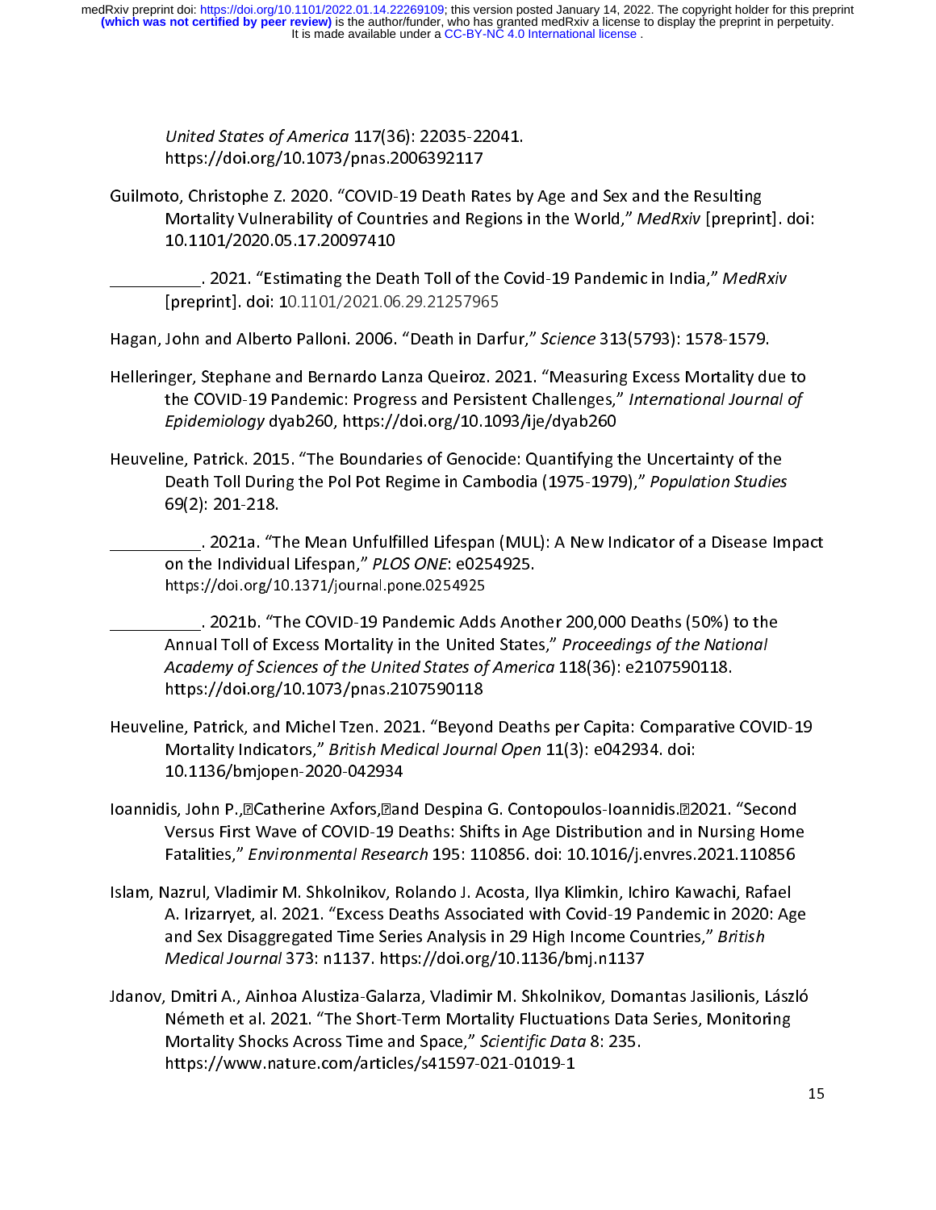*United States of America* 117(36): 22035-22041. https://doi.org/10.1073/pnas.2006392117

Guilmoto, Christophe Z. 2020. "COVID-19 Death Rates by Age and Sex and the Resulting Mortality Vulnerability of Countries and Regions in the World," *MedRxiv* [preprint]. doi: 10.1101/2020.05.17.20097410

__________. 2021. "Estimating the Death Toll of the Covid-19 Pandemic in India," *MedRxiv* [preprint]. doi: 10.1101/2021.06.29.21257965

Hagan, John and Alberto Palloni. 2006. "Death in Darfur," *Science* 313(5793): 1578-1579.

Helleringer, Stephane and Bernardo Lanza Queiroz. 2021. "Measuring Excess Mortality due to the COVID-19 Pandemic: Progress and Persistent Challenges," *International Journal of Epidemiology* dyab260, https://doi.org/10.1093/ije/dyab260

Heuveline, Patrick. 2015. "The Boundaries of Genocide: Quantifying the Uncertainty of the Death Toll During the Pol Pot Regime in Cambodia (1975-1979)," *Population Studies* 69(2): 201-218.

__________. 2021a. "The Mean Unfulfilled Lifespan (MUL): A New Indicator of a Disease Impact on the Individual Lifespan," *PLOS ONE*: e0254925. https://doi.org/10.1371/journal.pone.0254925

__________. 2021b. "The COVID-19 Pandemic Adds Another 200,000 Deaths (50%) to the Annual Toll of Excess Mortality in the United States," *Proceedings of the National Academy of Sciences of the United States of America* 118(36): e2107590118. https://doi.org/10.1073/pnas.2107590118

Heuveline, Patrick, and Michel Tzen. 2021. "Beyond Deaths per Capita: Comparative COVID-19 Mortality Indicators," *British Medical Journal Open* 11(3): e042934. doi: 10.1136/bmjopen-2020-042934

Ioannidis, John P., Catherine Axfors, and Despina G. Contopoulos-Ioannidis. 2021. "Second Versus First Wave of COVID-19 Deaths: Shifts in Age Distribution and in Nursing Home Fatalities," *Environmental Research* 195: 110856. doi: 10.1016/j.envres.2021.110856

Islam, Nazrul, Vladimir M. Shkolnikov, Rolando J. Acosta, Ilya Klimkin, Ichiro Kawachi, Rafael A. Irizarryet, al. 2021. "Excess Deaths Associated with Covid-19 Pandemic in 2020: Age and Sex Disaggregated Time Series Analysis in 29 High Income Countries," *British Medical Journal* 373: n1137. https://doi.org/10.1136/bmj.n1137

Jdanov, Dmitri A., Ainhoa Alustiza-Galarza, Vladimir M. Shkolnikov, Domantas Jasilionis, László Németh et al. 2021. "The Short-Term Mortality Fluctuations Data Series, Monitoring Mortality Shocks Across Time and Space," *Scientific Data* 8: 235. https://www.nature.com/articles/s41597-021-01019-1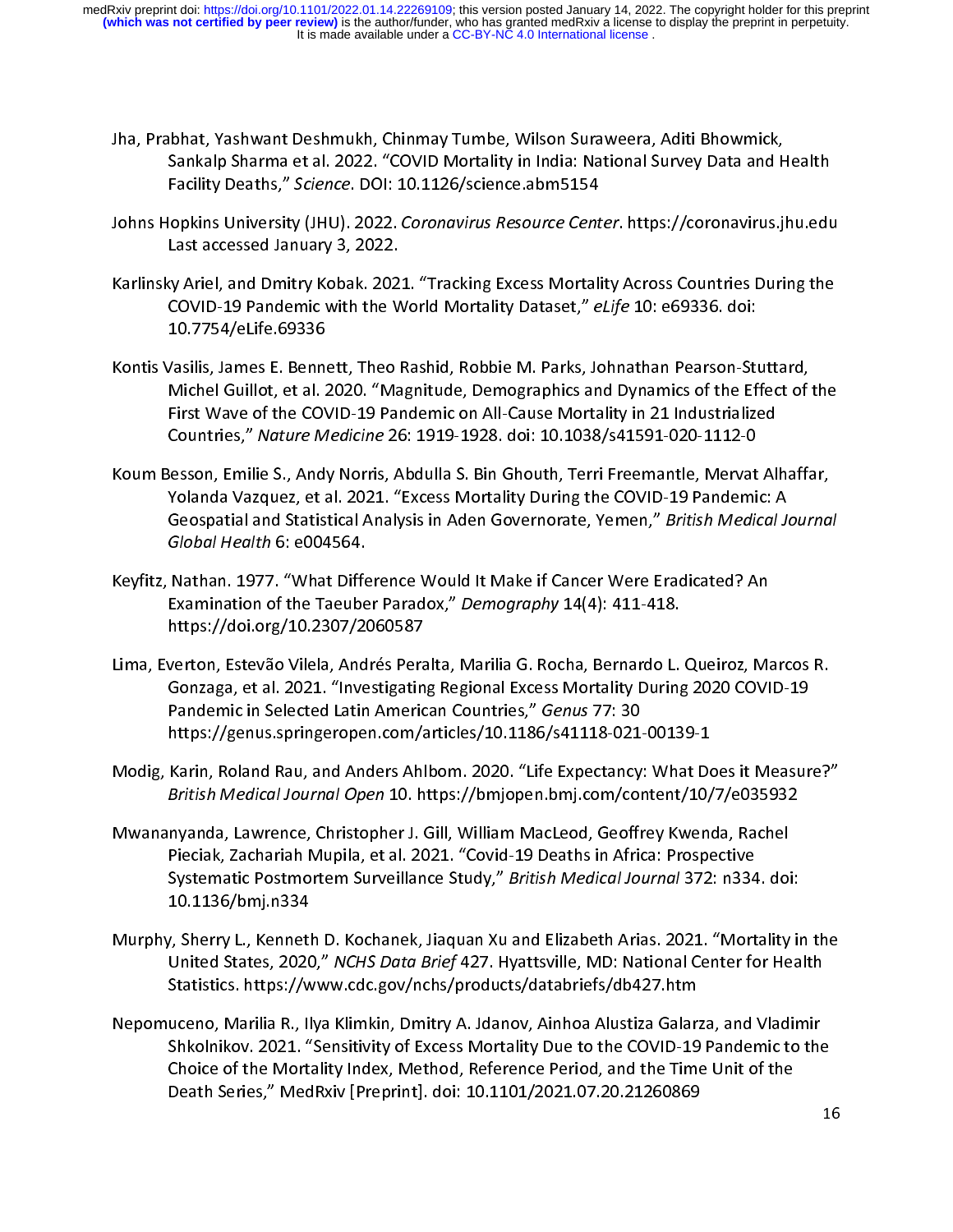Jha, Prabhat, Yashwant Deshmukh, Chinmay Tumbe, Wilson Suraweera, Aditi Bhowmick, Sankalp Sharma et al. 2022. "COVID Mortality in India: National Survey Data and Health Facility Deaths," *Science*. DOI: 10.1126/science.abm5154

Johns Hopkins University (JHU). 2022. *Coronavirus Resource Center*. https://coronavirus.jhu.edu Last accessed January 3, 2022.

Karlinsky Ariel, and Dmitry Kobak. 2021. "Tracking Excess Mortality Across Countries During the COVID-19 Pandemic with the World Mortality Dataset," *eLife* 10: e69336. doi: 10.7754/eLife.69336

Kontis Vasilis, James E. Bennett, Theo Rashid, Robbie M. Parks, Johnathan Pearson-Stuttard, Michel Guillot, et al. 2020. "Magnitude, Demographics and Dynamics of the Effect of the First Wave of the COVID-19 Pandemic on All-Cause Mortality in 21 Industrialized Countries," *Nature Medicine* 26: 1919-1928. doi: 10.1038/s41591-020-1112-0

Koum Besson, Emilie S., Andy Norris, Abdulla S. Bin Ghouth, Terri Freemantle, Mervat Alhaffar, Yolanda Vazquez, et al. 2021. "Excess Mortality During the COVID-19 Pandemic: A Geospatial and Statistical Analysis in Aden Governorate, Yemen," *British Medical Journal Global Health* 6: e004564.

Keyfitz, Nathan. 1977. "What Difference Would It Make if Cancer Were Eradicated? An Examination of the Taeuber Paradox," *Demography* 14(4): 411-418. https://doi.org/10.2307/2060587

Lima, Everton, Estevão Vilela, Andrés Peralta, Marilia G. Rocha, Bernardo L. Queiroz, Marcos R. Gonzaga, et al. 2021. "Investigating Regional Excess Mortality During 2020 COVID-19 Pandemic in Selected Latin American Countries," *Genus* 77: 30 https://genus.springeropen.com/articles/10.1186/s41118-021-00139-1

Modig, Karin, Roland Rau, and Anders Ahlbom. 2020. "Life Expectancy: What Does it Measure?" *British Medical Journal Open* 10. https://bmjopen.bmj.com/content/10/7/e035932

Mwananyanda, Lawrence, Christopher J. Gill, William MacLeod, Geoffrey Kwenda, Rachel Pieciak, Zachariah Mupila, et al. 2021. "Covid-19 Deaths in Africa: Prospective Systematic Postmortem Surveillance Study," *British Medical Journal* 372: n334. doi: 10.1136/bmj.n334

Murphy, Sherry L., Kenneth D. Kochanek, Jiaquan Xu and Elizabeth Arias. 2021. "Mortality in the United States, 2020," *NCHS Data Brief* 427. Hyattsville, MD: National Center for Health Statistics. https://www.cdc.gov/nchs/products/databriefs/db427.htm

Nepomuceno, Marilia R., Ilya Klimkin, Dmitry A. Jdanov, Ainhoa Alustiza Galarza, and Vladimir Shkolnikov. 2021. "Sensitivity of Excess Mortality Due to the COVID-19 Pandemic to the Choice of the Mortality Index, Method, Reference Period, and the Time Unit of the Death Series," MedRxiv [Preprint]. doi: 10.1101/2021.07.20.21260869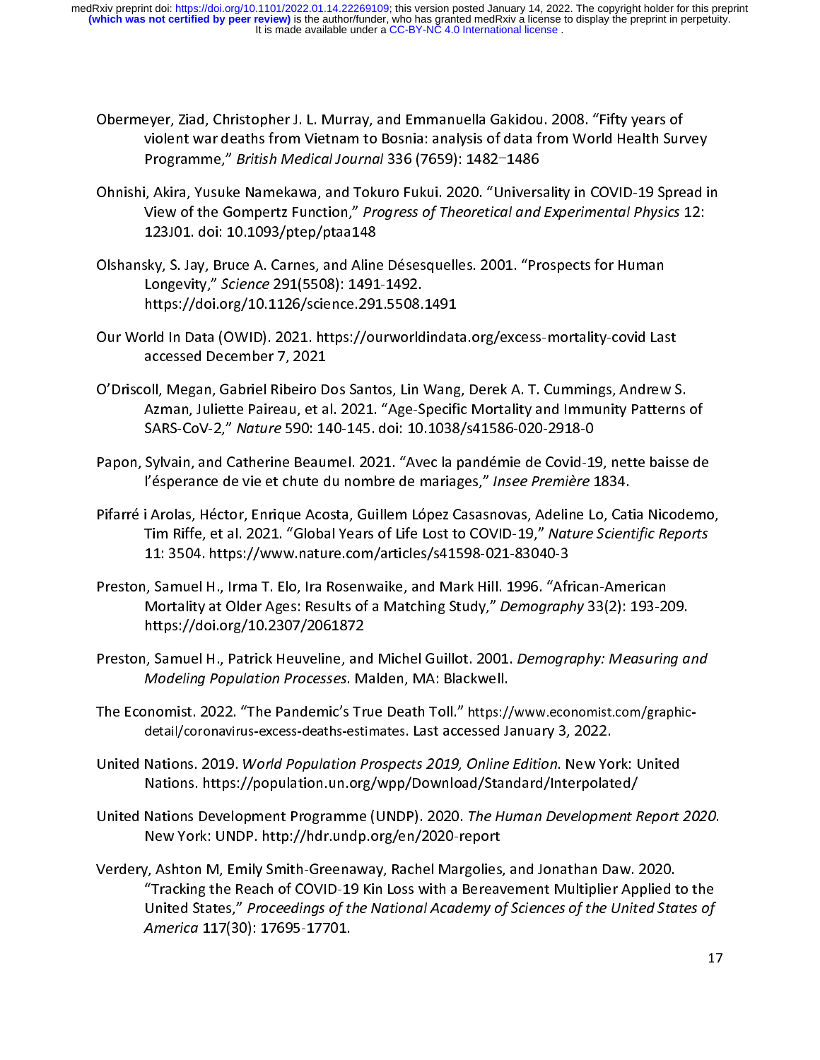Obermeyer, Ziad, Christopher J. L. Murray, and Emmanuella Gakidou. 2008. "Fifty years of violent war deaths from Vietnam to Bosnia: analysis of data from World Health Survey Programme," *British Medical Journal* 336 (7659): 1482–1486

Ohnishi, Akira, Yusuke Namekawa, and Tokuro Fukui. 2020. "Universality in COVID-19 Spread in View of the Gompertz Function," *Progress of Theoretical and Experimental Physics* 12: 123J01. doi: 10.1093/ptep/ptaa148

Olshansky, S. Jay, Bruce A. Carnes, and Aline Désesquelles. 2001. "Prospects for Human Longevity," *Science* 291(5508): 1491-1492. https://doi.org/10.1126/science.291.5508.1491

Our World In Data (OWID). 2021. https://ourworldindata.org/excess-mortality-covid Last accessed December 7, 2021

O'Driscoll, Megan, Gabriel Ribeiro Dos Santos, Lin Wang, Derek A. T. Cummings, Andrew S. Azman, Juliette Paireau, et al. 2021. "Age-Specific Mortality and Immunity Patterns of SARS-CoV-2," *Nature* 590: 140-145. doi: 10.1038/s41586-020-2918-0

Papon, Sylvain, and Catherine Beaumel. 2021. "Avec la pandémie de Covid-19, nette baisse de l'ésperance de vie et chute du nombre de mariages," *Insee Première* 1834.

Pifarré i Arolas, Héctor, Enrique Acosta, Guillem López Casasnovas, Adeline Lo, Catia Nicodemo, Tim Riffe, et al. 2021. "Global Years of Life Lost to COVID-19," *Nature Scientific Reports* 11: 3504. https://www.nature.com/articles/s41598-021-83040-3

Preston, Samuel H., Irma T. Elo, Ira Rosenwaike, and Mark Hill. 1996. "African-American Mortality at Older Ages: Results of a Matching Study," *Demography* 33(2): 193-209. https://doi.org/10.2307/2061872

Preston, Samuel H., Patrick Heuveline, and Michel Guillot. 2001. *Demography: Measuring and Modeling Population Processes*. Malden, MA: Blackwell.

The Economist. 2022. "The Pandemic's True Death Toll." https://www.economist.com/graphic-detail/coronavirus-excess-deaths-estimates. Last accessed January 3, 2022.

United Nations. 2019. *World Population Prospects 2019, Online Edition*. New York: United Nations. https://population.un.org/wpp/Download/Standard/Interpolated/

United Nations Development Programme (UNDP). 2020. *The Human Development Report 2020*. New York: UNDP. http://hdr.undp.org/en/2020-report

Verdery, Ashton M, Emily Smith-Greenaway, Rachel Margolies, and Jonathan Daw. 2020. "Tracking the Reach of COVID-19 Kin Loss with a Bereavement Multiplier Applied to the United States," *Proceedings of the National Academy of Sciences of the United States of America* 117(30): 17695-17701.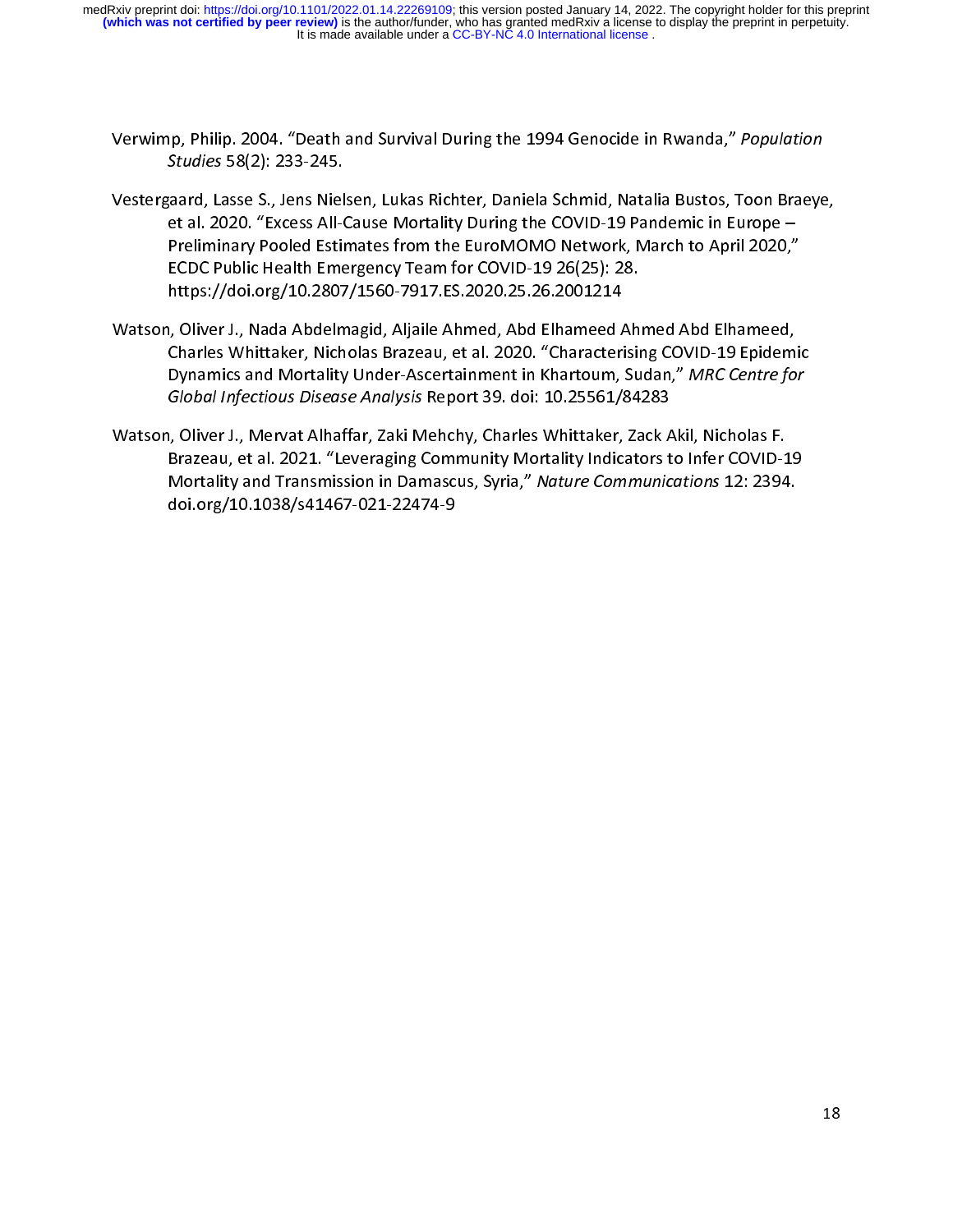Verwimp, Philip. 2004. "Death and Survival During the 1994 Genocide in Rwanda," *Population Studies* 58(2): 233-245.

Vestergaard, Lasse S., Jens Nielsen, Lukas Richter, Daniela Schmid, Natalia Bustos, Toon Braeye, et al. 2020. "Excess All-Cause Mortality During the COVID-19 Pandemic in Europe – Preliminary Pooled Estimates from the EuroMOMO Network, March to April 2020," ECDC Public Health Emergency Team for COVID-19 26(25): 28. https://doi.org/10.2807/1560-7917.ES.2020.25.26.2001214

Watson, Oliver J., Nada Abdelmagid, Aljaile Ahmed, Abd Elhameed Ahmed Abd Elhameed, Charles Whittaker, Nicholas Brazeau, et al. 2020. "Characterising COVID-19 Epidemic Dynamics and Mortality Under-Ascertainment in Khartoum, Sudan," *MRC Centre for Global Infectious Disease Analysis* Report 39. doi: 10.25561/84283

Watson, Oliver J., Mervat Alhaffar, Zaki Mehchy, Charles Whittaker, Zack Akil, Nicholas F. Brazeau, et al. 2021. "Leveraging Community Mortality Indicators to Infer COVID-19 Mortality and Transmission in Damascus, Syria," *Nature Communications* 12: 2394. doi.org/10.1038/s41467-021-22474-9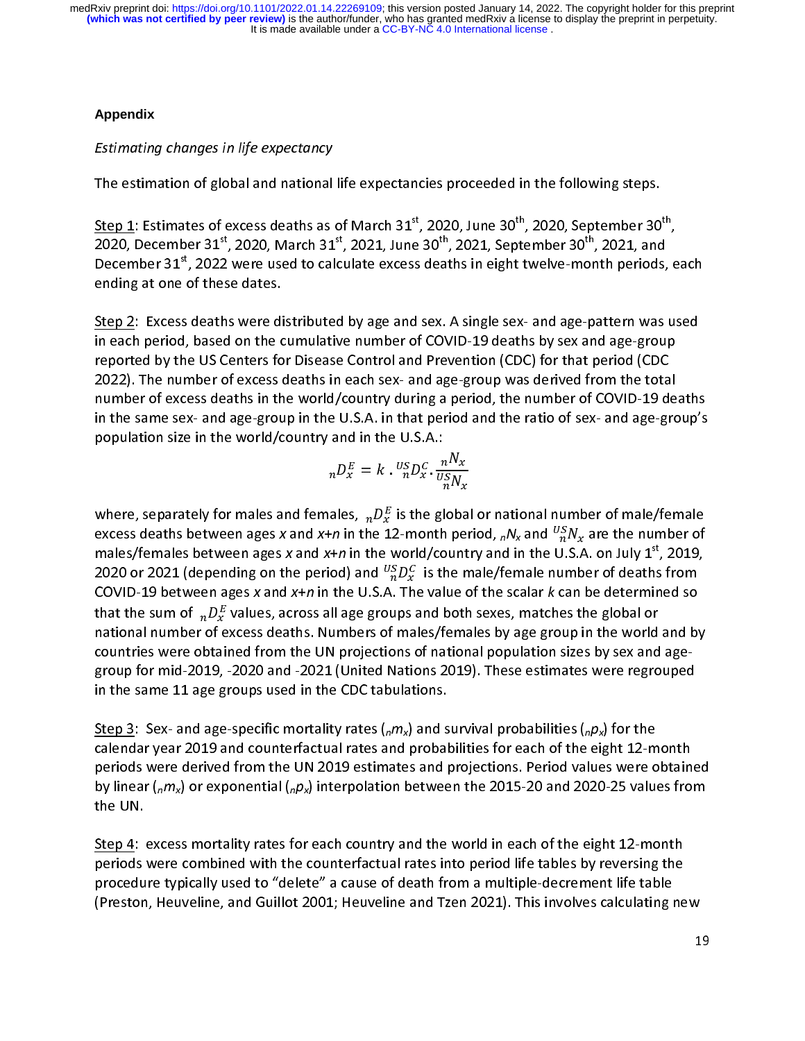### Appendix

*Estimating changes in life expectancy*

The estimation of global and national life expectancies proceeded in the following steps.

<u>Step 1</u>: Estimates of excess deaths as of March 31st, 2020, June 30th, 2020, September 30th, 2020, December 31st, 2020, March 31st, 2021, June 30th, 2021, September 30th, 2021, and December 31st, 2022 were used to calculate excess deaths in eight twelve-month periods, each ending at one of these dates.

<u>Step 2</u>: Excess deaths were distributed by age and sex. A single sex- and age-pattern was used in each period, based on the cumulative number of COVID-19 deaths by sex and age-group reported by the US Centers for Disease Control and Prevention (CDC) for that period (CDC 2022). The number of excess deaths in each sex- and age-group was derived from the total number of excess deaths in the world/country during a period, the number of COVID-19 deaths in the same sex- and age-group in the U.S.A. in that period and the ratio of sex- and age-group's population size in the world/country and in the U.S.A.:

$$ {}_nD_x^E = k \cdot {}_n^{US}D_x^C \cdot \frac{{}_nN_x}{{}_n^{US}N_x} $$

where, separately for males and females, ${}_nD_x^E$ is the global or national number of male/female excess deaths between ages $x$ and $x+n$ in the 12-month period, ${}_nN_x$ and ${}_n^{US}N_x$ are the number of males/females between ages $x$ and $x+n$ in the world/country and in the U.S.A. on July 1st, 2019, 2020 or 2021 (depending on the period) and ${}_n^{US}D_x^C$ is the male/female number of deaths from COVID-19 between ages $x$ and $x+n$ in the U.S.A. The value of the scalar $k$ can be determined so that the sum of ${}_nD_x^E$ values, across all age groups and both sexes, matches the global or national number of excess deaths. Numbers of males/females by age group in the world and by countries were obtained from the UN projections of national population sizes by sex and age-group for mid-2019, -2020 and -2021 (United Nations 2019). These estimates were regrouped in the same 11 age groups used in the CDC tabulations.

<u>Step 3</u>: Sex- and age-specific mortality rates (${}_nm_x$) and survival probabilities (${}_np_x$) for the calendar year 2019 and counterfactual rates and probabilities for each of the eight 12-month periods were derived from the UN 2019 estimates and projections. Period values were obtained by linear (${}_nm_x$) or exponential (${}_np_x$) interpolation between the 2015-20 and 2020-25 values from the UN.

<u>Step 4</u>: excess mortality rates for each country and the world in each of the eight 12-month periods were combined with the counterfactual rates into period life tables by reversing the procedure typically used to "delete" a cause of death from a multiple-decrement life table (Preston, Heuveline, and Guillot 2001; Heuveline and Tzen 2021). This involves calculating new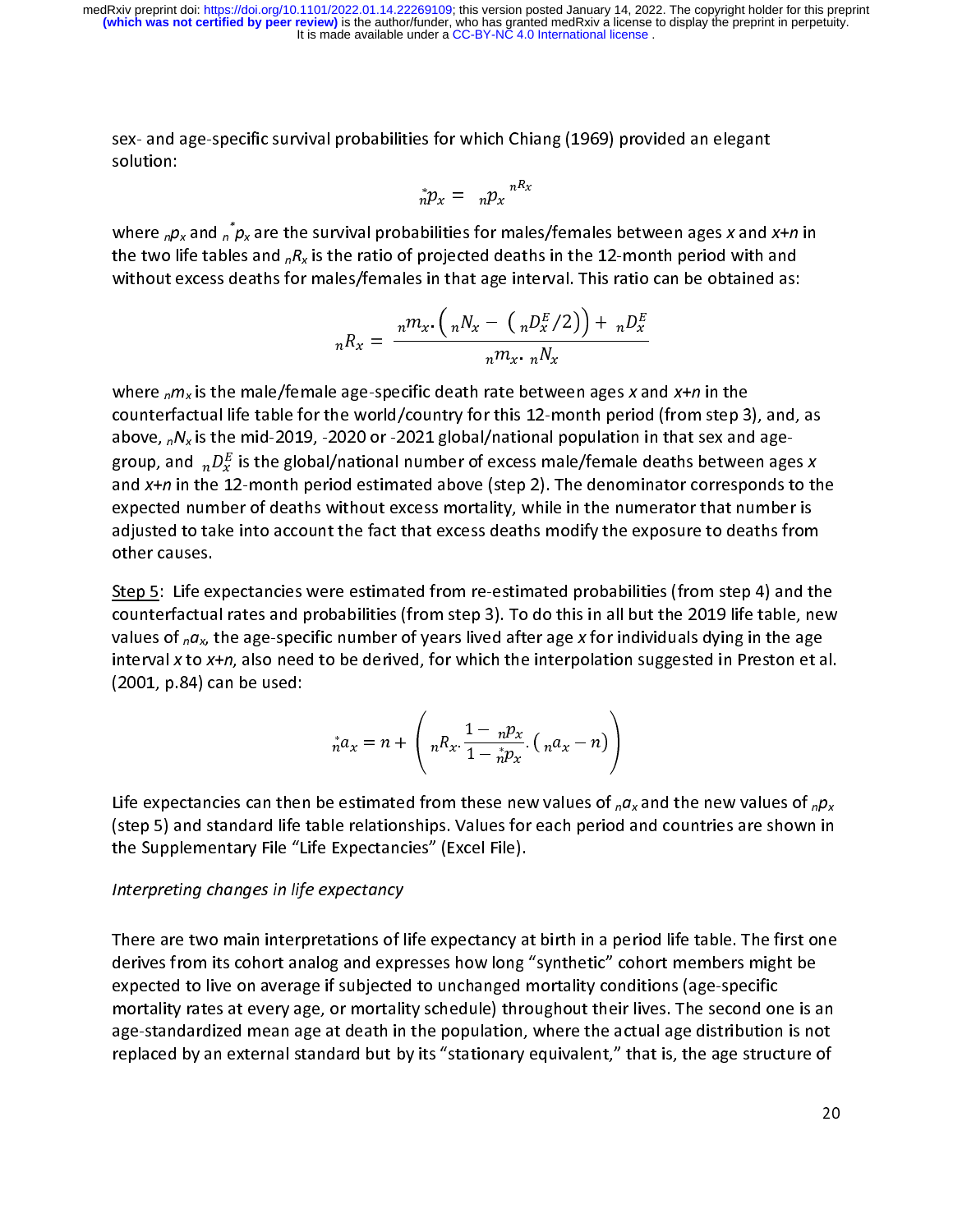sex- and age-specific survival probabilities for which Chiang (1969) provided an elegant solution:

$$ {}_n^*p_x = {}_np_x^{\ {}_nR_x} $$

where ${}_np_x$ and ${}_n^*p_x$ are the survival probabilities for males/females between ages $x$ and $x+n$ in the two life tables and ${}_nR_x$ is the ratio of projected deaths in the 12-month period with and without excess deaths for males/females in that age interval. This ratio can be obtained as:

$$ {}_nR_x = \frac{{}_nm_x \cdot \left( {}_nN_x - \left( {}_nD_x^E/2 \right) \right) + {}_nD_x^E}{{}_nm_x \cdot {}_nN_x} $$

where ${}_nm_x$ is the male/female age-specific death rate between ages $x$ and $x+n$ in the counterfactual life table for the world/country for this 12-month period (from step 3), and, as above, ${}_nN_x$ is the mid-2019, -2020 or -2021 global/national population in that sex and age-group, and ${}_nD_x^E$ is the global/national number of excess male/female deaths between ages $x$ and $x+n$ in the 12-month period estimated above (step 2). The denominator corresponds to the expected number of deaths without excess mortality, while in the numerator that number is adjusted to take into account the fact that excess deaths modify the exposure to deaths from other causes.

Step 5: Life expectancies were estimated from re-estimated probabilities (from step 4) and the counterfactual rates and probabilities (from step 3). To do this in all but the 2019 life table, new values of ${}_na_x$, the age-specific number of years lived after age $x$ for individuals dying in the age interval $x$ to $x+n$, also need to be derived, for which the interpolation suggested in Preston et al. (2001, p.84) can be used:

$$ {}_n^*a_x = n + \left( {}_nR_x \cdot \frac{1 - {}_np_x}{1 - {}_n^*p_x} \cdot \left( {}_na_x - n \right) \right) $$

Life expectancies can then be estimated from these new values of ${}_na_x$ and the new values of ${}_np_x$ (step 5) and standard life table relationships. Values for each period and countries are shown in the Supplementary File "Life Expectancies" (Excel File).

*Interpreting changes in life expectancy*

There are two main interpretations of life expectancy at birth in a period life table. The first one derives from its cohort analog and expresses how long "synthetic" cohort members might be expected to live on average if subjected to unchanged mortality conditions (age-specific mortality rates at every age, or mortality schedule) throughout their lives. The second one is an age-standardized mean age at death in the population, where the actual age distribution is not replaced by an external standard but by its "stationary equivalent," that is, the age structure of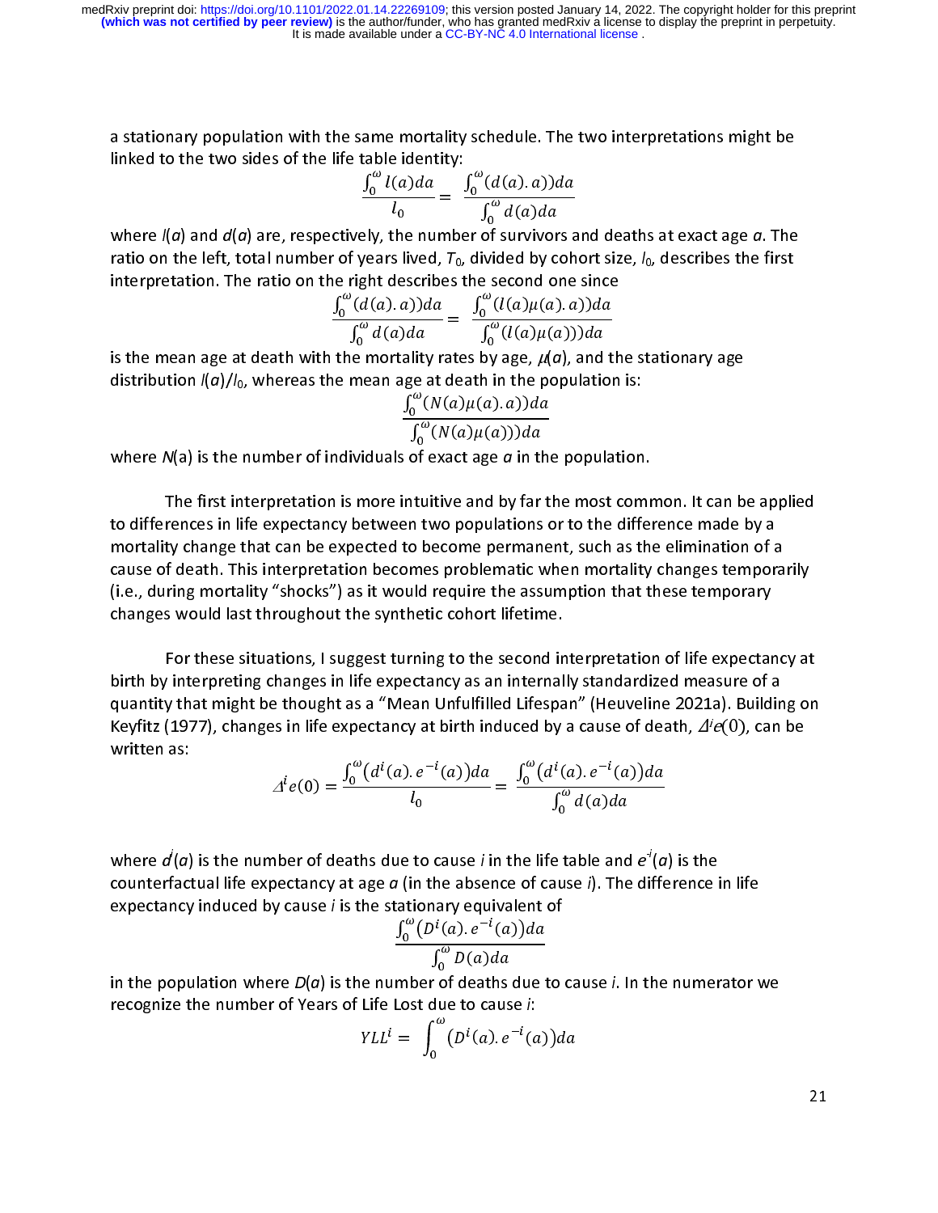a stationary population with the same mortality schedule. The two interpretations might be linked to the two sides of the life table identity:

$$\frac{\int_0^{\omega} l(a)da}{l_0} = \frac{\int_0^{\omega}(d(a).a))da}{\int_0^{\omega} d(a)da}$$

where $l(a)$ and $d(a)$ are, respectively, the number of survivors and deaths at exact age $a$. The ratio on the left, total number of years lived, $T_0$, divided by cohort size, $l_0$, describes the first interpretation. The ratio on the right describes the second one since

$$\frac{\int_0^{\omega}(d(a).a))da}{\int_0^{\omega} d(a)da} = \frac{\int_0^{\omega}(l(a)\mu(a).a))da}{\int_0^{\omega}(l(a)\mu(a)))da}$$

is the mean age at death with the mortality rates by age, $\mu(a)$, and the stationary age distribution $l(a)/l_0$, whereas the mean age at death in the population is:

$$\frac{\int_0^{\omega}(N(a)\mu(a).a))da}{\int_0^{\omega}(N(a)\mu(a)))da}$$

where $N$(a) is the number of individuals of exact age $a$ in the population.

The first interpretation is more intuitive and by far the most common. It can be applied to differences in life expectancy between two populations or to the difference made by a mortality change that can be expected to become permanent, such as the elimination of a cause of death. This interpretation becomes problematic when mortality changes temporarily (i.e., during mortality "shocks") as it would require the assumption that these temporary changes would last throughout the synthetic cohort lifetime.

For these situations, I suggest turning to the second interpretation of life expectancy at birth by interpreting changes in life expectancy as an internally standardized measure of a quantity that might be thought as a "Mean Unfulfilled Lifespan" (Heuveline 2021a). Building on Keyfitz (1977), changes in life expectancy at birth induced by a cause of death, $\Delta^i e(0)$, can be written as:

$$\Delta^i e(0) = \frac{\int_0^{\omega}\left(d^i(a).e^{-i}(a)\right)da}{l_0} = \frac{\int_0^{\omega}\left(d^i(a).e^{-i}(a)\right)da}{\int_0^{\omega} d(a)da}$$

where $d^i(a)$ is the number of deaths due to cause $i$ in the life table and $e^{-i}(a)$ is the counterfactual life expectancy at age $a$ (in the absence of cause $i$). The difference in life expectancy induced by cause $i$ is the stationary equivalent of

$$\frac{\int_0^{\omega}\left(D^i(a).e^{-i}(a)\right)da}{\int_0^{\omega} D(a)da}$$

in the population where $D(a)$ is the number of deaths due to cause $i$. In the numerator we recognize the number of Years of Life Lost due to cause $i$:

$$YLL^i = \int_0^{\omega}\left(D^i(a).e^{-i}(a)\right)da$$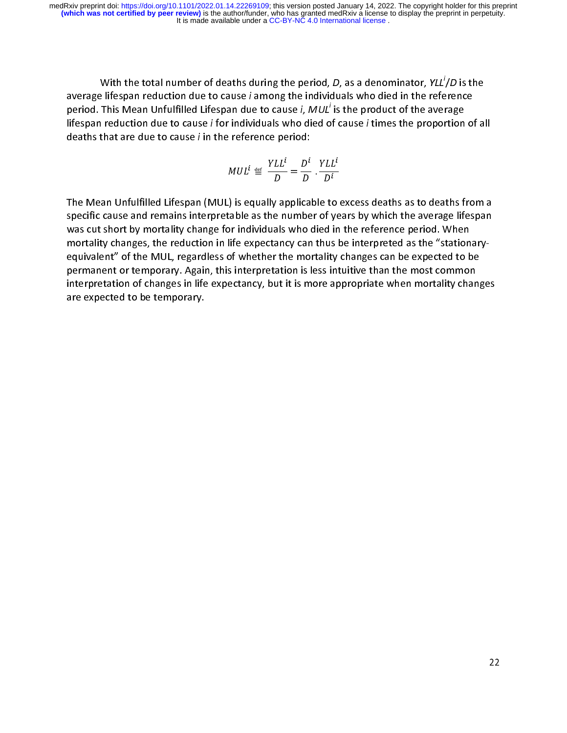With the total number of deaths during the period, *D*, as a denominator, $YLL^i/D$ is the average lifespan reduction due to cause *i* among the individuals who died in the reference period. This Mean Unfulfilled Lifespan due to cause *i*, $MUL^i$ is the product of the average lifespan reduction due to cause *i* for individuals who died of cause *i* times the proportion of all deaths that are due to cause *i* in the reference period:

$$MUL^i \stackrel{\text{def}}{=} \frac{YLL^i}{D} = \frac{D^i}{D} \cdot \frac{YLL^i}{D^i}$$

The Mean Unfulfilled Lifespan (MUL) is equally applicable to excess deaths as to deaths from a specific cause and remains interpretable as the number of years by which the average lifespan was cut short by mortality change for individuals who died in the reference period. When mortality changes, the reduction in life expectancy can thus be interpreted as the "stationary-equivalent" of the MUL, regardless of whether the mortality changes can be expected to be permanent or temporary. Again, this interpretation is less intuitive than the most common interpretation of changes in life expectancy, but it is more appropriate when mortality changes are expected to be temporary.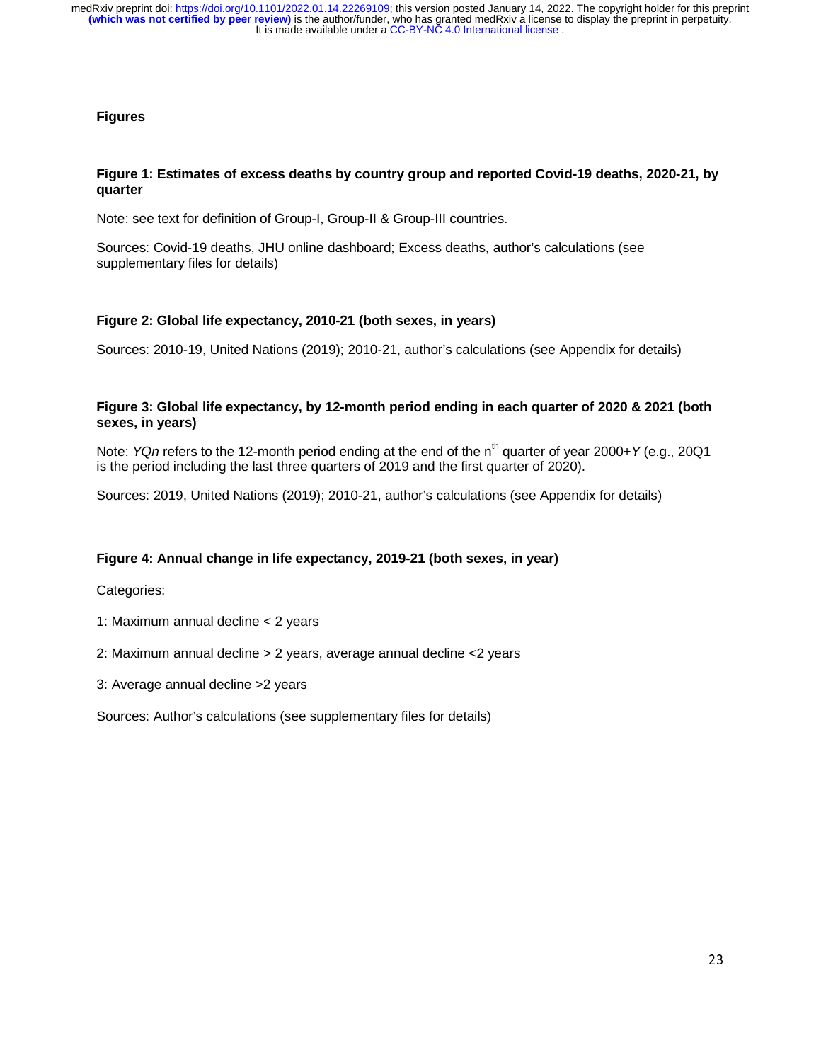## Figures

**Figure 1: Estimates of excess deaths by country group and reported Covid-19 deaths, 2020-21, by quarter**

Note: see text for definition of Group-I, Group-II & Group-III countries.

Sources: Covid-19 deaths, JHU online dashboard; Excess deaths, author's calculations (see supplementary files for details)

**Figure 2: Global life expectancy, 2010-21 (both sexes, in years)**

Sources: 2010-19, United Nations (2019); 2010-21, author's calculations (see Appendix for details)

**Figure 3: Global life expectancy, by 12-month period ending in each quarter of 2020 & 2021 (both sexes, in years)**

Note: *YQn* refers to the 12-month period ending at the end of the n$^{th}$ quarter of year 2000+*Y* (e.g., 20Q1 is the period including the last three quarters of 2019 and the first quarter of 2020).

Sources: 2019, United Nations (2019); 2010-21, author's calculations (see Appendix for details)

**Figure 4: Annual change in life expectancy, 2019-21 (both sexes, in year)**

Categories:

1: Maximum annual decline < 2 years

2: Maximum annual decline > 2 years, average annual decline <2 years

3: Average annual decline >2 years

Sources: Author's calculations (see supplementary files for details)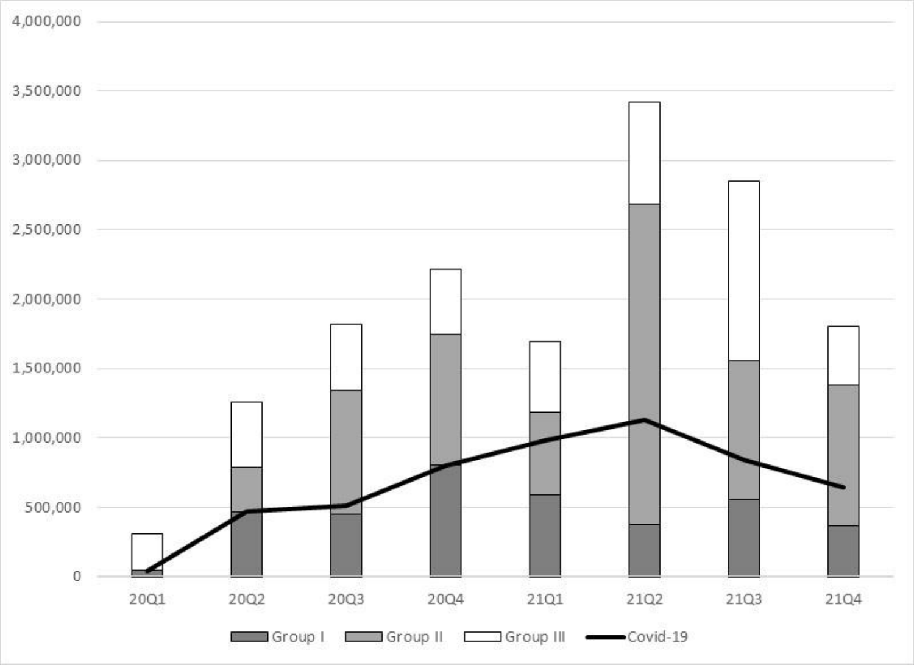4,000,000

3,500,000

3,000,000

2,500,000

2,000,000

1,500,000

1,000,000

500,000

0

20Q1 20Q2 20Q3 20Q4 21Q1 21Q2 21Q3 21Q4

Group I Group II Group III Covid-19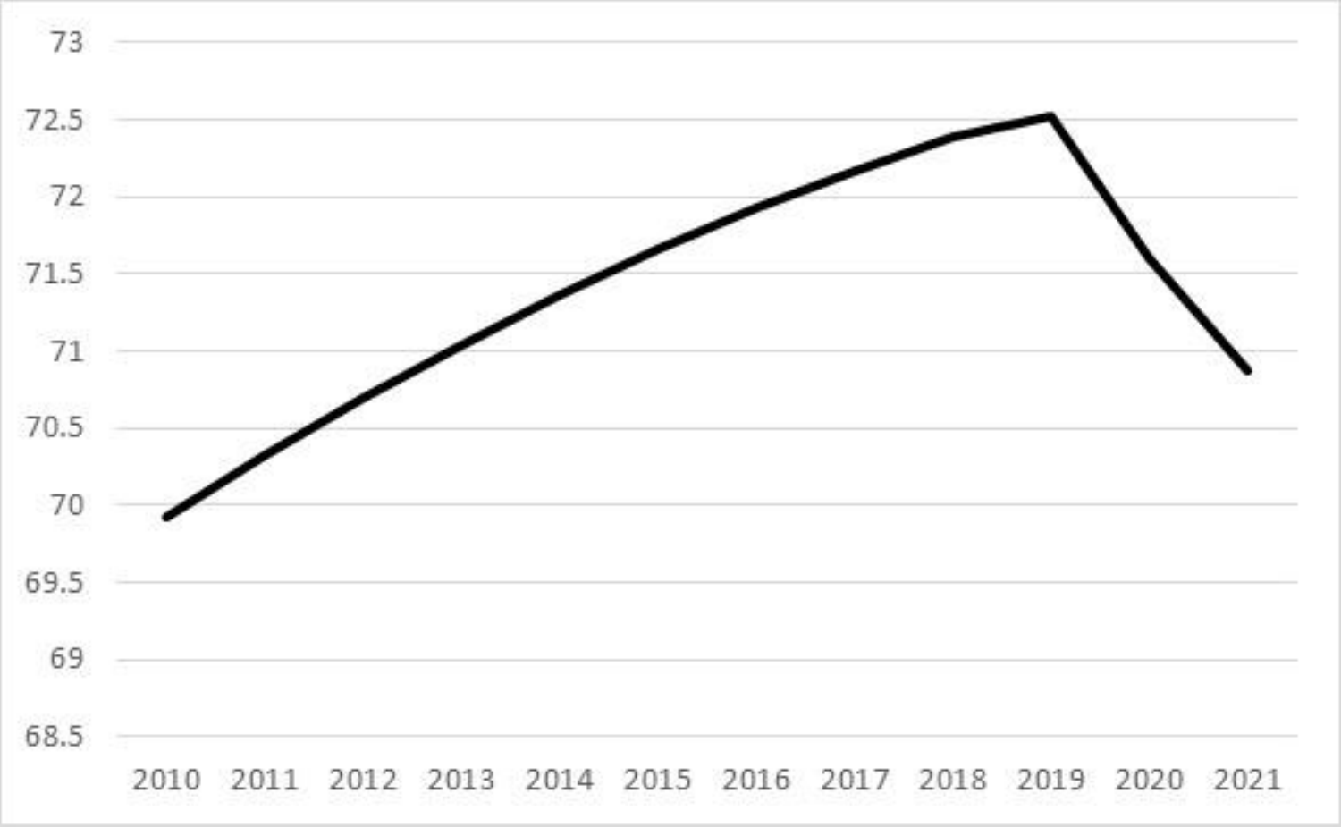73

72.5

72

71.5

71

70.5

70

69.5

69

68.5

2010 2011 2012 2013 2014 2015 2016 2017 2018 2019 2020 2021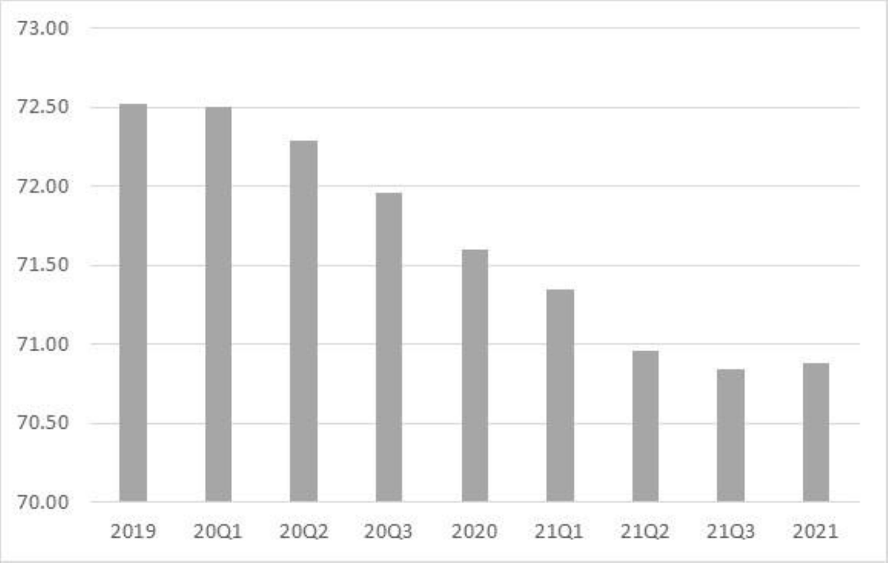73.00

72.50

72.00

71.50

71.00

70.50

70.00

2019 20Q1 20Q2 20Q3 2020 21Q1 21Q2 21Q3 2021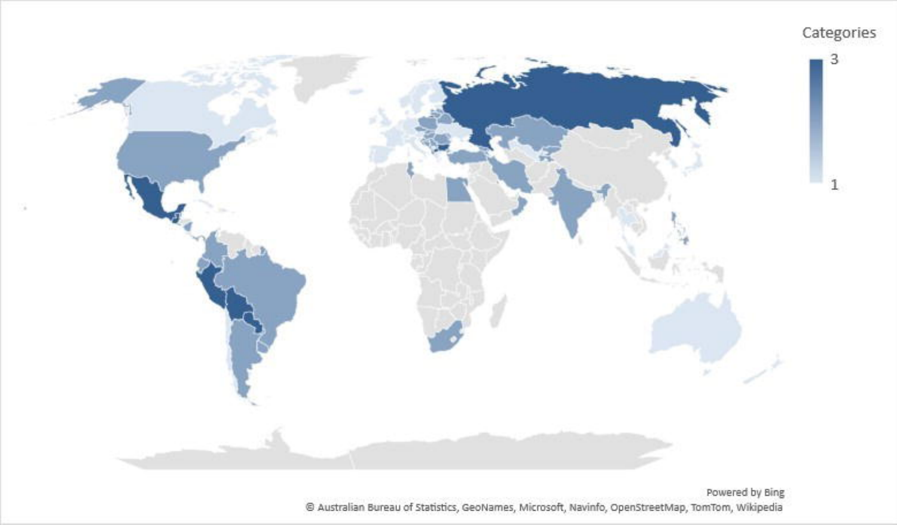Categories

3

1

Powered by Bing

© Australian Bureau of Statistics, GeoNames, Microsoft, Navinfo, OpenStreetMap, TomTom, Wikipedia